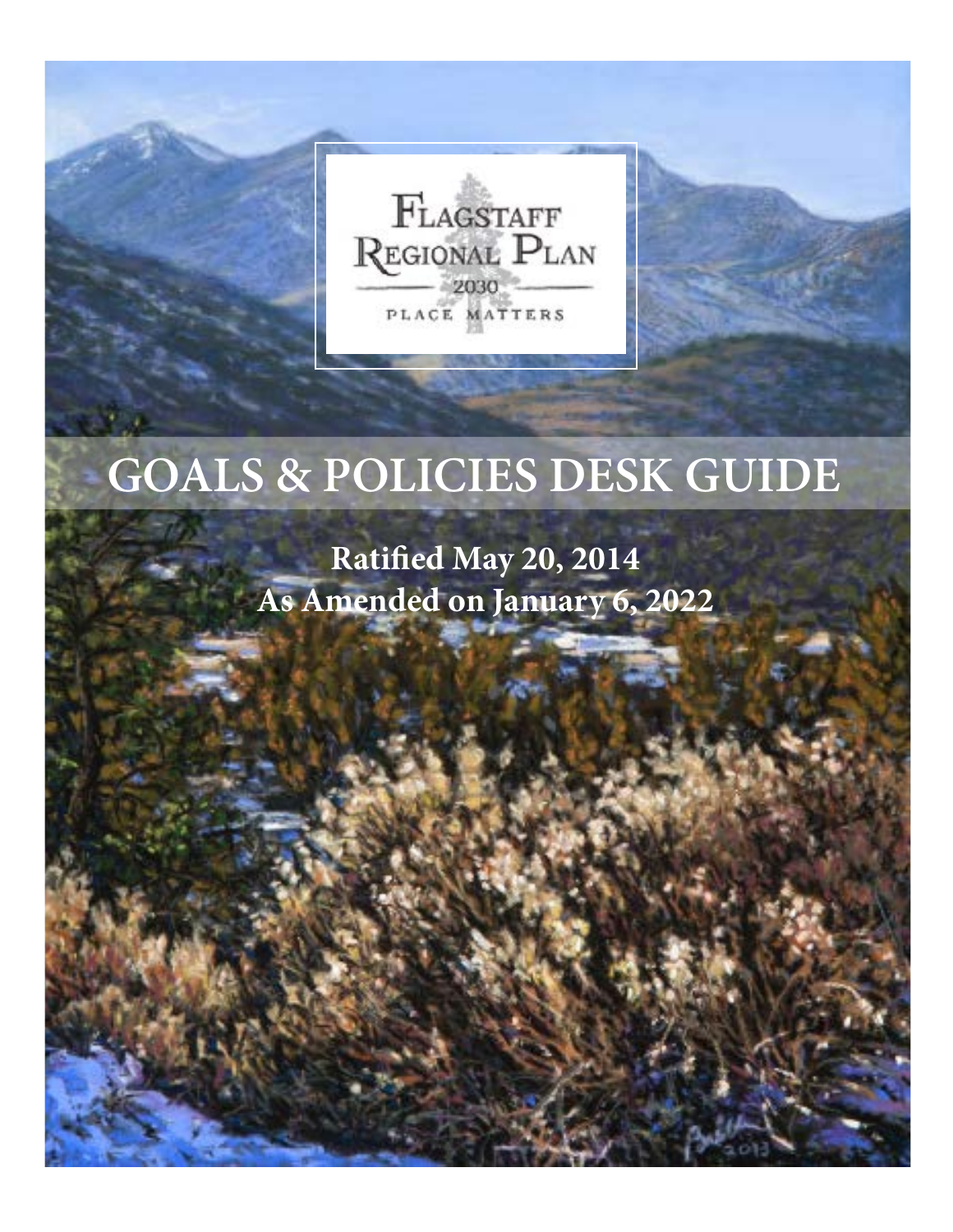Flagstaff Regional Plan 2030

Place Matters

# GOALS & POLICIES DESK GUIDE

**Ratified May 20, 2014**
**As Amended on January 6, 2022**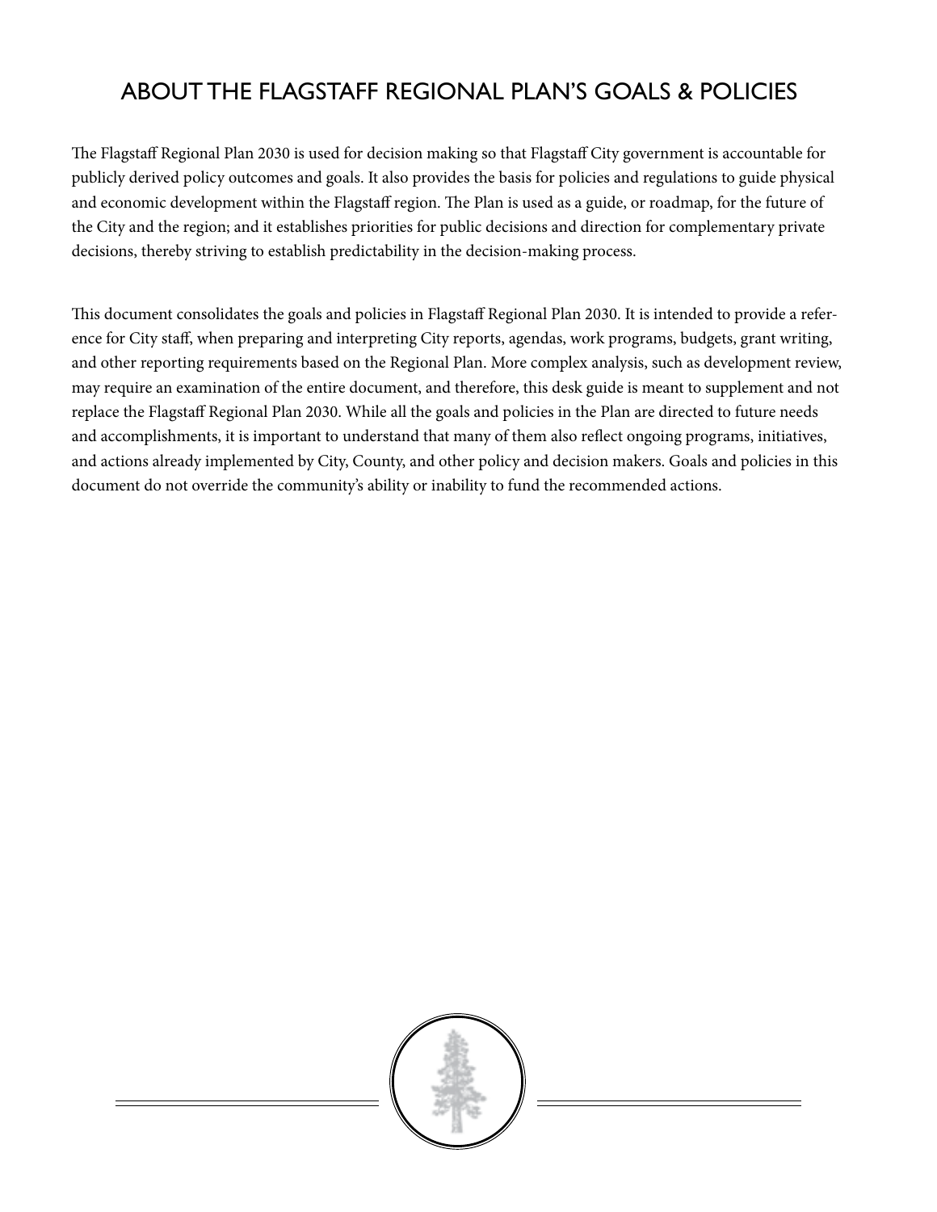# ABOUT THE FLAGSTAFF REGIONAL PLAN'S GOALS & POLICIES

The Flagstaff Regional Plan 2030 is used for decision making so that Flagstaff City government is accountable for publicly derived policy outcomes and goals. It also provides the basis for policies and regulations to guide physical and economic development within the Flagstaff region. The Plan is used as a guide, or roadmap, for the future of the City and the region; and it establishes priorities for public decisions and direction for complementary private decisions, thereby striving to establish predictability in the decision-making process.

This document consolidates the goals and policies in Flagstaff Regional Plan 2030. It is intended to provide a reference for City staff, when preparing and interpreting City reports, agendas, work programs, budgets, grant writing, and other reporting requirements based on the Regional Plan. More complex analysis, such as development review, may require an examination of the entire document, and therefore, this desk guide is meant to supplement and not replace the Flagstaff Regional Plan 2030. While all the goals and policies in the Plan are directed to future needs and accomplishments, it is important to understand that many of them also reflect ongoing programs, initiatives, and actions already implemented by City, County, and other policy and decision makers. Goals and policies in this document do not override the community's ability or inability to fund the recommended actions.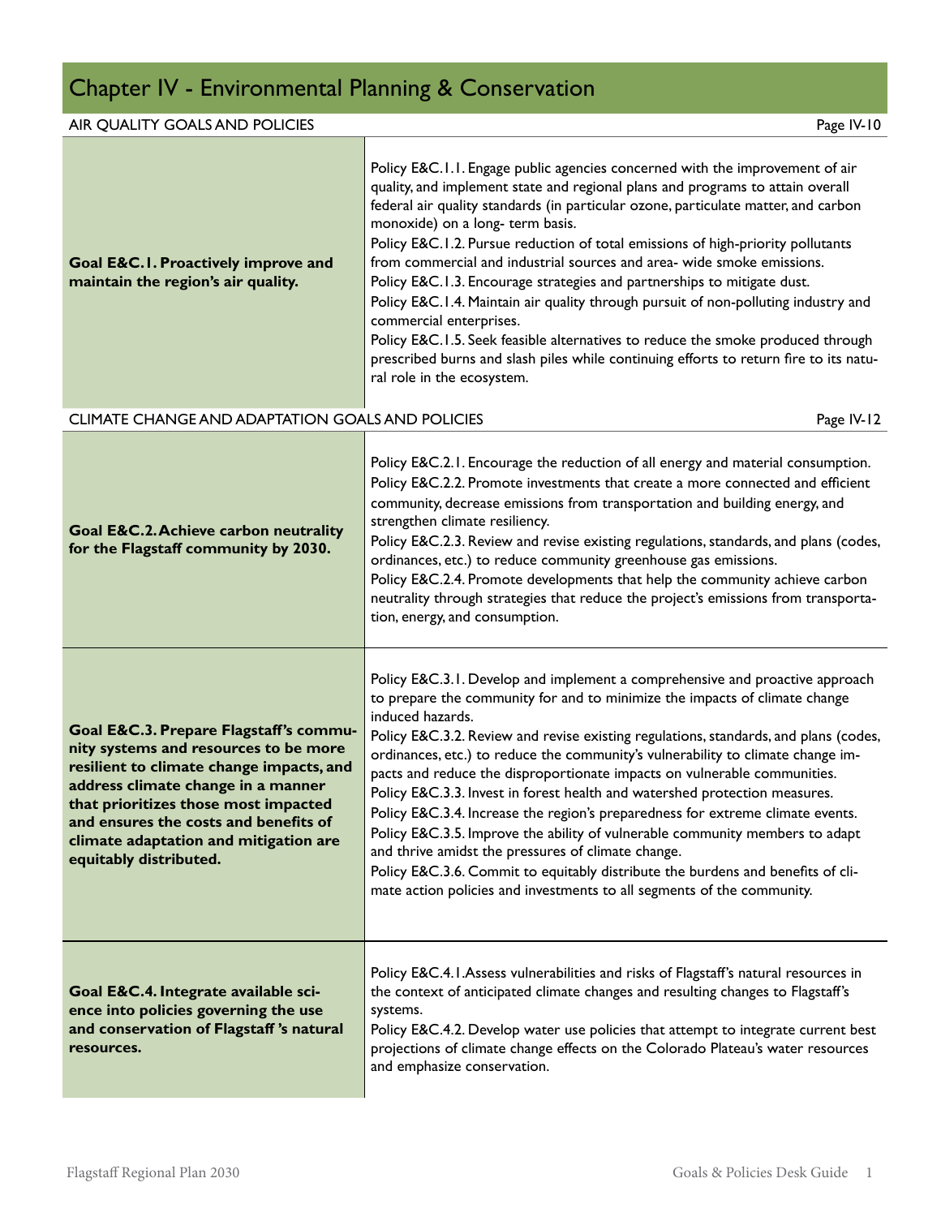# Chapter IV - Environmental Planning & Conservation

## AIR QUALITY GOALS AND POLICIES

Page IV-10

| Goal | Policies |
|---|---|
| **Goal E&C.1. Proactively improve and maintain the region's air quality.** | Policy E&C.1.1. Engage public agencies concerned with the improvement of air quality, and implement state and regional plans and programs to attain overall federal air quality standards (in particular ozone, particulate matter, and carbon monoxide) on a long- term basis.<br>Policy E&C.1.2. Pursue reduction of total emissions of high-priority pollutants from commercial and industrial sources and area- wide smoke emissions.<br>Policy E&C.1.3. Encourage strategies and partnerships to mitigate dust.<br>Policy E&C.1.4. Maintain air quality through pursuit of non-polluting industry and commercial enterprises.<br>Policy E&C.1.5. Seek feasible alternatives to reduce the smoke produced through prescribed burns and slash piles while continuing efforts to return fire to its natural role in the ecosystem. |

## CLIMATE CHANGE AND ADAPTATION GOALS AND POLICIES

Page IV-12

| Goal | Policies |
|---|---|
| **Goal E&C.2. Achieve carbon neutrality for the Flagstaff community by 2030.** | Policy E&C.2.1. Encourage the reduction of all energy and material consumption.<br>Policy E&C.2.2. Promote investments that create a more connected and efficient community, decrease emissions from transportation and building energy, and strengthen climate resiliency.<br>Policy E&C.2.3. Review and revise existing regulations, standards, and plans (codes, ordinances, etc.) to reduce community greenhouse gas emissions.<br>Policy E&C.2.4. Promote developments that help the community achieve carbon neutrality through strategies that reduce the project's emissions from transportation, energy, and consumption. |
| **Goal E&C.3. Prepare Flagstaff's community systems and resources to be more resilient to climate change impacts, and address climate change in a manner that prioritizes those most impacted and ensures the costs and benefits of climate adaptation and mitigation are equitably distributed.** | Policy E&C.3.1. Develop and implement a comprehensive and proactive approach to prepare the community for and to minimize the impacts of climate change induced hazards.<br>Policy E&C.3.2. Review and revise existing regulations, standards, and plans (codes, ordinances, etc.) to reduce the community's vulnerability to climate change impacts and reduce the disproportionate impacts on vulnerable communities.<br>Policy E&C.3.3. Invest in forest health and watershed protection measures.<br>Policy E&C.3.4. Increase the region's preparedness for extreme climate events.<br>Policy E&C.3.5. Improve the ability of vulnerable community members to adapt and thrive amidst the pressures of climate change.<br>Policy E&C.3.6. Commit to equitably distribute the burdens and benefits of climate action policies and investments to all segments of the community. |
| **Goal E&C.4. Integrate available science into policies governing the use and conservation of Flagstaff 's natural resources.** | Policy E&C.4.1.Assess vulnerabilities and risks of Flagstaff's natural resources in the context of anticipated climate changes and resulting changes to Flagstaff's systems.<br>Policy E&C.4.2. Develop water use policies that attempt to integrate current best projections of climate change effects on the Colorado Plateau's water resources and emphasize conservation. |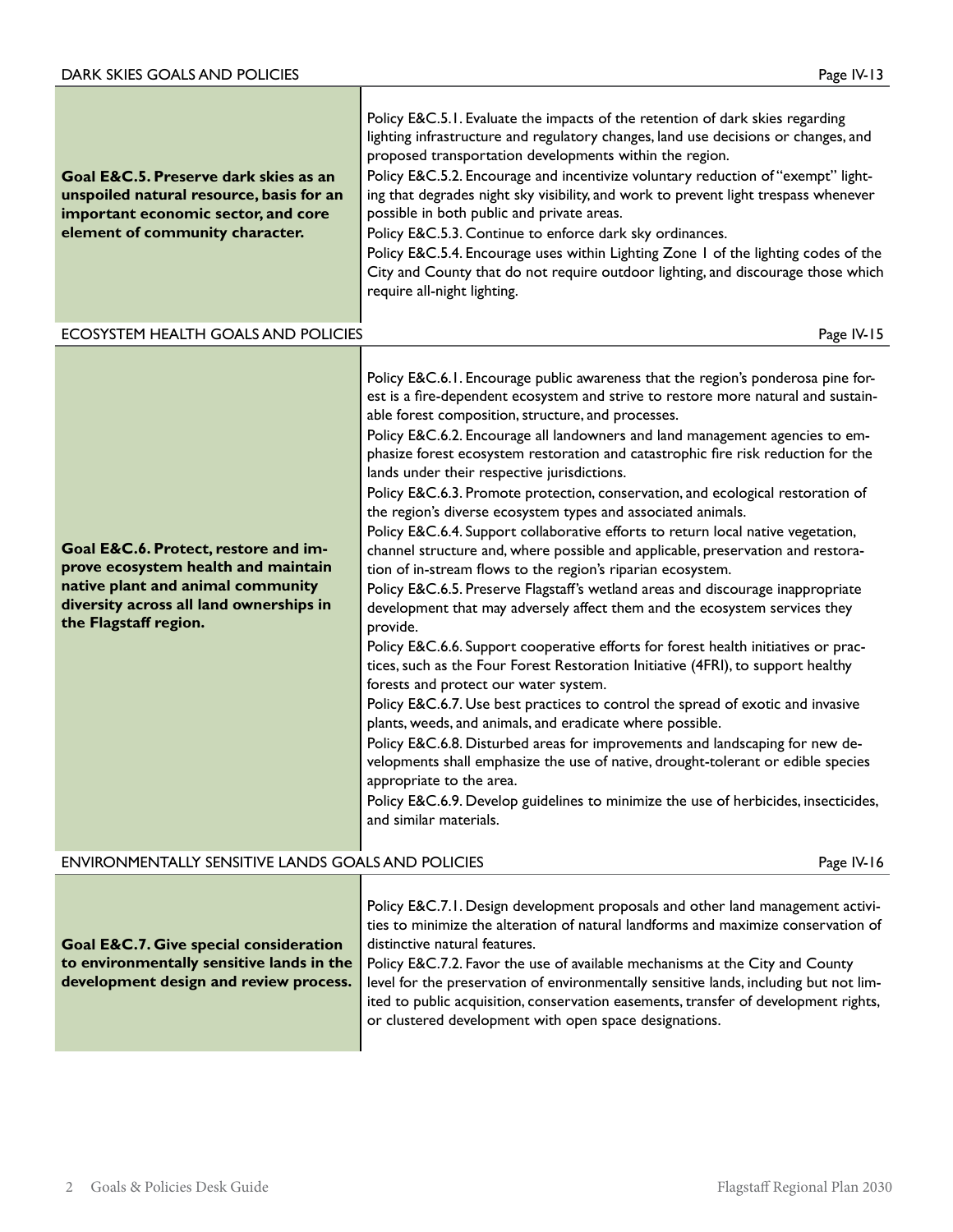## DARK SKIES GOALS AND POLICIES

Page IV-13

| | |
|---|---|
| **Goal E&C.5. Preserve dark skies as an unspoiled natural resource, basis for an important economic sector, and core element of community character.** | Policy E&C.5.1. Evaluate the impacts of the retention of dark skies regarding lighting infrastructure and regulatory changes, land use decisions or changes, and proposed transportation developments within the region.<br>Policy E&C.5.2. Encourage and incentivize voluntary reduction of "exempt" lighting that degrades night sky visibility, and work to prevent light trespass whenever possible in both public and private areas.<br>Policy E&C.5.3. Continue to enforce dark sky ordinances.<br>Policy E&C.5.4. Encourage uses within Lighting Zone 1 of the lighting codes of the City and County that do not require outdoor lighting, and discourage those which require all-night lighting. |

## ECOSYSTEM HEALTH GOALS AND POLICIES

Page IV-15

| | |
|---|---|
| **Goal E&C.6. Protect, restore and improve ecosystem health and maintain native plant and animal community diversity across all land ownerships in the Flagstaff region.** | Policy E&C.6.1. Encourage public awareness that the region's ponderosa pine forest is a fire-dependent ecosystem and strive to restore more natural and sustainable forest composition, structure, and processes.<br>Policy E&C.6.2. Encourage all landowners and land management agencies to emphasize forest ecosystem restoration and catastrophic fire risk reduction for the lands under their respective jurisdictions.<br>Policy E&C.6.3. Promote protection, conservation, and ecological restoration of the region's diverse ecosystem types and associated animals.<br>Policy E&C.6.4. Support collaborative efforts to return local native vegetation, channel structure and, where possible and applicable, preservation and restoration of in-stream flows to the region's riparian ecosystem.<br>Policy E&C.6.5. Preserve Flagstaff's wetland areas and discourage inappropriate development that may adversely affect them and the ecosystem services they provide.<br>Policy E&C.6.6. Support cooperative efforts for forest health initiatives or practices, such as the Four Forest Restoration Initiative (4FRI), to support healthy forests and protect our water system.<br>Policy E&C.6.7. Use best practices to control the spread of exotic and invasive plants, weeds, and animals, and eradicate where possible.<br>Policy E&C.6.8. Disturbed areas for improvements and landscaping for new developments shall emphasize the use of native, drought-tolerant or edible species appropriate to the area.<br>Policy E&C.6.9. Develop guidelines to minimize the use of herbicides, insecticides, and similar materials. |

## ENVIRONMENTALLY SENSITIVE LANDS GOALS AND POLICIES

Page IV-16

| | |
|---|---|
| **Goal E&C.7. Give special consideration to environmentally sensitive lands in the development design and review process.** | Policy E&C.7.1. Design development proposals and other land management activities to minimize the alteration of natural landforms and maximize conservation of distinctive natural features.<br>Policy E&C.7.2. Favor the use of available mechanisms at the City and County level for the preservation of environmentally sensitive lands, including but not limited to public acquisition, conservation easements, transfer of development rights, or clustered development with open space designations. |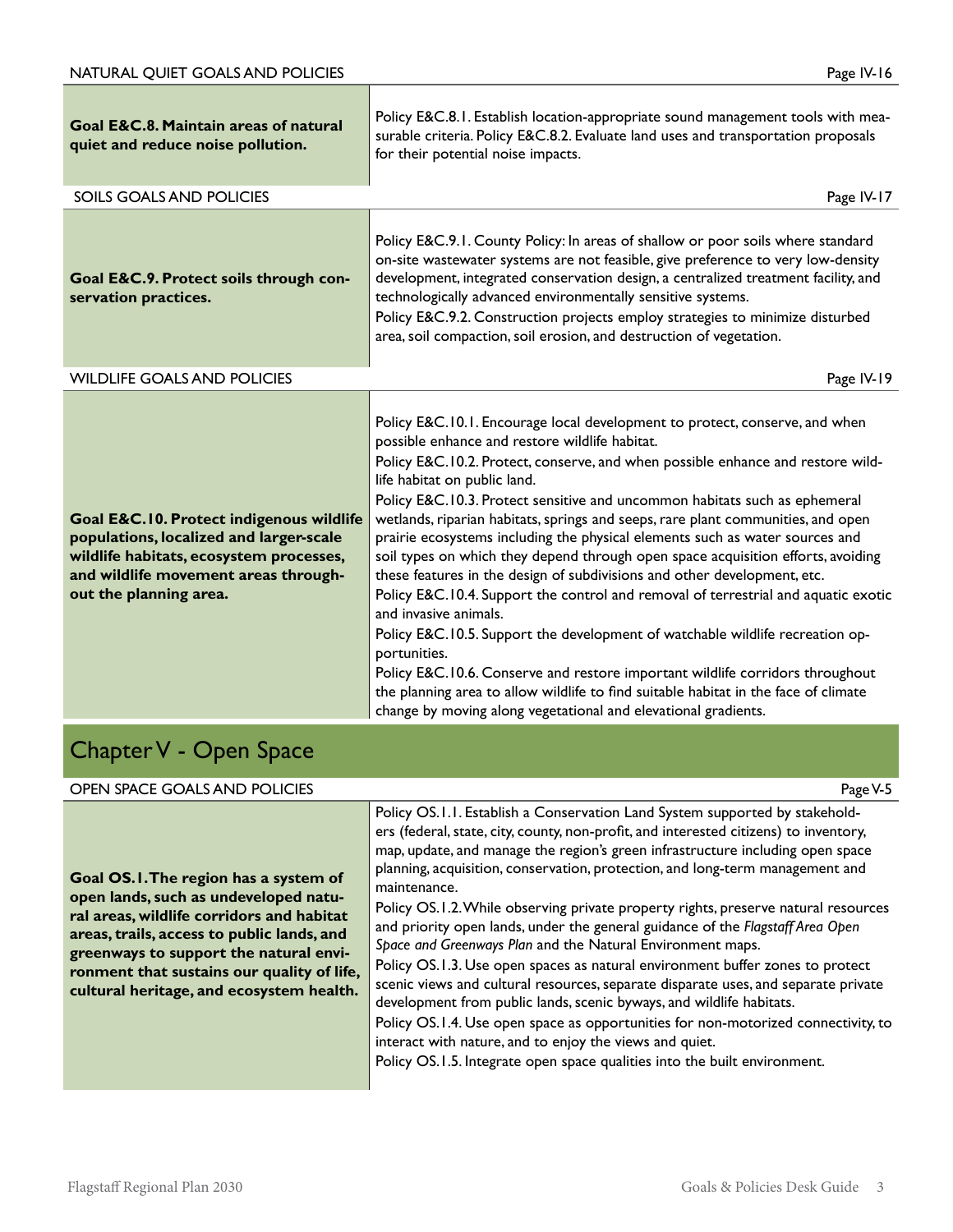| NATURAL QUIET GOALS AND POLICIES | Page IV-16 |
|---|---|
| **Goal E&C.8. Maintain areas of natural quiet and reduce noise pollution.** | Policy E&C.8.1. Establish location-appropriate sound management tools with measurable criteria. Policy E&C.8.2. Evaluate land uses and transportation proposals for their potential noise impacts. |

| SOILS GOALS AND POLICIES | Page IV-17 |
|---|---|
| **Goal E&C.9. Protect soils through conservation practices.** | Policy E&C.9.1. County Policy: In areas of shallow or poor soils where standard on-site wastewater systems are not feasible, give preference to very low-density development, integrated conservation design, a centralized treatment facility, and technologically advanced environmentally sensitive systems.<br>Policy E&C.9.2. Construction projects employ strategies to minimize disturbed area, soil compaction, soil erosion, and destruction of vegetation. |

| WILDLIFE GOALS AND POLICIES | Page IV-19 |
|---|---|
| **Goal E&C.10. Protect indigenous wildlife populations, localized and larger-scale wildlife habitats, ecosystem processes, and wildlife movement areas throughout the planning area.** | Policy E&C.10.1. Encourage local development to protect, conserve, and when possible enhance and restore wildlife habitat.<br>Policy E&C.10.2. Protect, conserve, and when possible enhance and restore wildlife habitat on public land.<br>Policy E&C.10.3. Protect sensitive and uncommon habitats such as ephemeral wetlands, riparian habitats, springs and seeps, rare plant communities, and open prairie ecosystems including the physical elements such as water sources and soil types on which they depend through open space acquisition efforts, avoiding these features in the design of subdivisions and other development, etc.<br>Policy E&C.10.4. Support the control and removal of terrestrial and aquatic exotic and invasive animals.<br>Policy E&C.10.5. Support the development of watchable wildlife recreation opportunities.<br>Policy E&C.10.6. Conserve and restore important wildlife corridors throughout the planning area to allow wildlife to find suitable habitat in the face of climate change by moving along vegetational and elevational gradients. |

# Chapter V - Open Space

| OPEN SPACE GOALS AND POLICIES | Page V-5 |
|---|---|
| **Goal OS.1. The region has a system of open lands, such as undeveloped natural areas, wildlife corridors and habitat areas, trails, access to public lands, and greenways to support the natural environment that sustains our quality of life, cultural heritage, and ecosystem health.** | Policy OS.1.1. Establish a Conservation Land System supported by stakeholders (federal, state, city, county, non-profit, and interested citizens) to inventory, map, update, and manage the region's green infrastructure including open space planning, acquisition, conservation, protection, and long-term management and maintenance.<br>Policy OS.1.2. While observing private property rights, preserve natural resources and priority open lands, under the general guidance of the *Flagstaff Area Open Space and Greenways Plan* and the Natural Environment maps.<br>Policy OS.1.3. Use open spaces as natural environment buffer zones to protect scenic views and cultural resources, separate disparate uses, and separate private development from public lands, scenic byways, and wildlife habitats.<br>Policy OS.1.4. Use open space as opportunities for non-motorized connectivity, to interact with nature, and to enjoy the views and quiet.<br>Policy OS.1.5. Integrate open space qualities into the built environment. |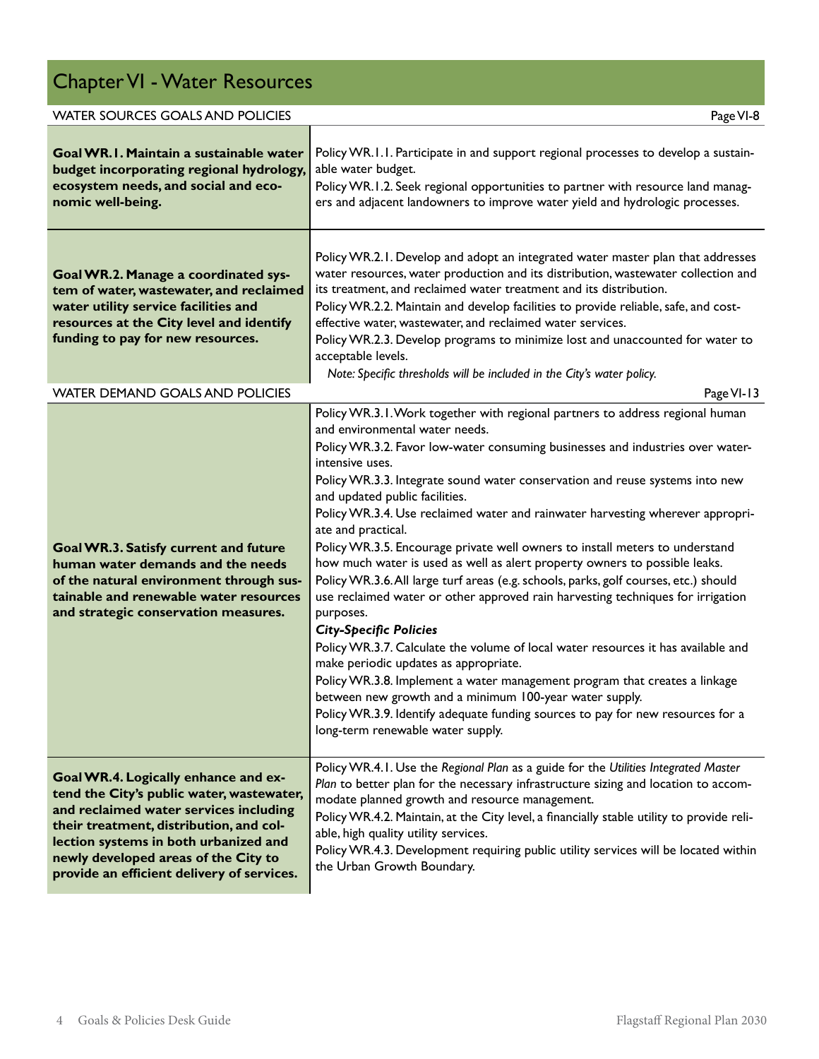# Chapter VI - Water Resources

## WATER SOURCES GOALS AND POLICIES

Page VI-8

| Goal | Policies |
|---|---|
| **Goal WR.1. Maintain a sustainable water budget incorporating regional hydrology, ecosystem needs, and social and economic well-being.** | Policy WR.1.1. Participate in and support regional processes to develop a sustainable water budget.<br>Policy WR.1.2. Seek regional opportunities to partner with resource land managers and adjacent landowners to improve water yield and hydrologic processes. |
| **Goal WR.2. Manage a coordinated system of water, wastewater, and reclaimed water utility service facilities and resources at the City level and identify funding to pay for new resources.** | Policy WR.2.1. Develop and adopt an integrated water master plan that addresses water resources, water production and its distribution, wastewater collection and its treatment, and reclaimed water treatment and its distribution.<br>Policy WR.2.2. Maintain and develop facilities to provide reliable, safe, and cost-effective water, wastewater, and reclaimed water services.<br>Policy WR.2.3. Develop programs to minimize lost and unaccounted for water to acceptable levels.<br>*Note: Specific thresholds will be included in the City's water policy.* |

## WATER DEMAND GOALS AND POLICIES

Page VI-13

| Goal | Policies |
|---|---|
| **Goal WR.3. Satisfy current and future human water demands and the needs of the natural environment through sustainable and renewable water resources and strategic conservation measures.** | Policy WR.3.1. Work together with regional partners to address regional human and environmental water needs.<br>Policy WR.3.2. Favor low-water consuming businesses and industries over water-intensive uses.<br>Policy WR.3.3. Integrate sound water conservation and reuse systems into new and updated public facilities.<br>Policy WR.3.4. Use reclaimed water and rainwater harvesting wherever appropriate and practical.<br>Policy WR.3.5. Encourage private well owners to install meters to understand how much water is used as well as alert property owners to possible leaks.<br>Policy WR.3.6. All large turf areas (e.g. schools, parks, golf courses, etc.) should use reclaimed water or other approved rain harvesting techniques for irrigation purposes.<br>***City-Specific Policies***<br>Policy WR.3.7. Calculate the volume of local water resources it has available and make periodic updates as appropriate.<br>Policy WR.3.8. Implement a water management program that creates a linkage between new growth and a minimum 100-year water supply.<br>Policy WR.3.9. Identify adequate funding sources to pay for new resources for a long-term renewable water supply. |
| **Goal WR.4. Logically enhance and extend the City's public water, wastewater, and reclaimed water services including their treatment, distribution, and collection systems in both urbanized and newly developed areas of the City to provide an efficient delivery of services.** | Policy WR.4.1. Use the *Regional Plan* as a guide for the *Utilities Integrated Master Plan* to better plan for the necessary infrastructure sizing and location to accommodate planned growth and resource management.<br>Policy WR.4.2. Maintain, at the City level, a financially stable utility to provide reliable, high quality utility services.<br>Policy WR.4.3. Development requiring public utility services will be located within the Urban Growth Boundary. |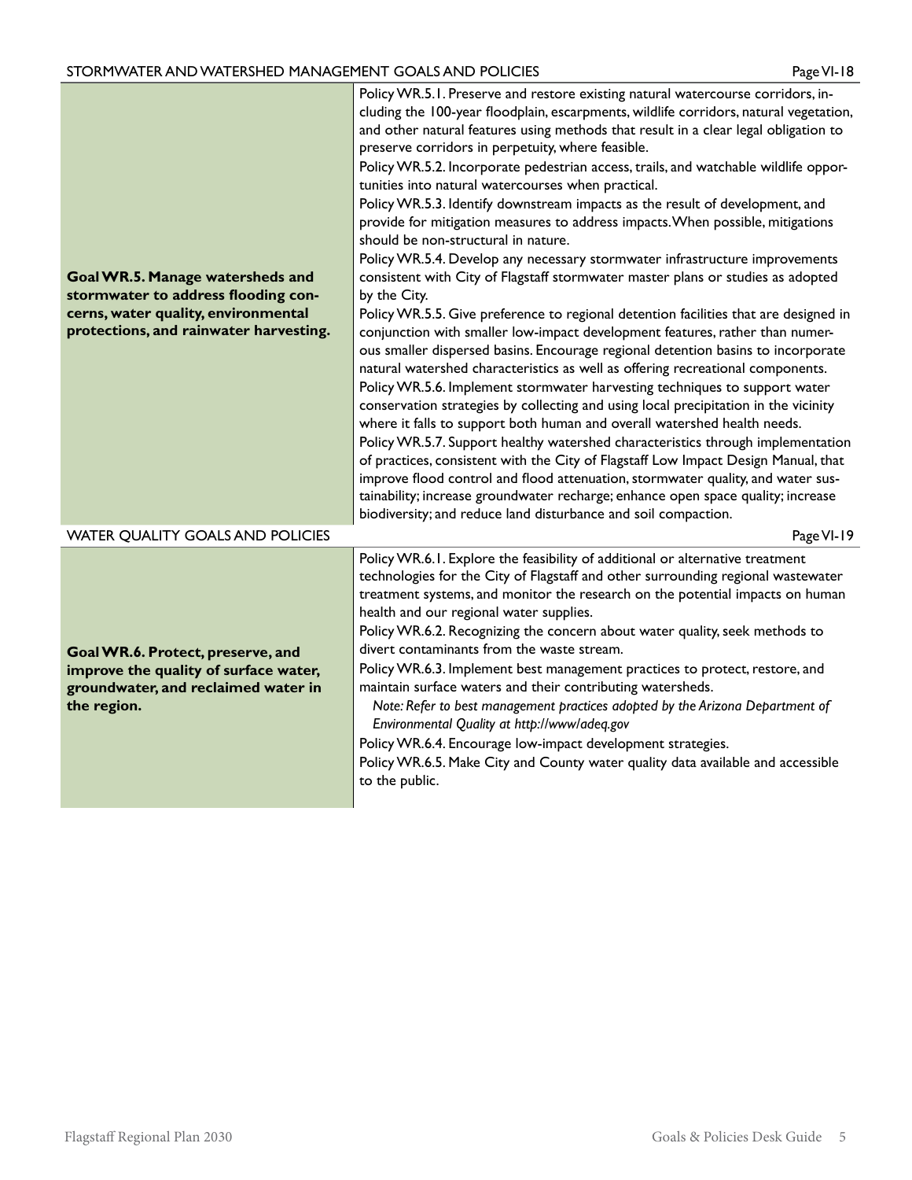## STORMWATER AND WATERSHED MANAGEMENT GOALS AND POLICIES

Page VI-18

| Goal | Policies |
| --- | --- |
| **Goal WR.5. Manage watersheds and stormwater to address flooding concerns, water quality, environmental protections, and rainwater harvesting.** | Policy WR.5.1. Preserve and restore existing natural watercourse corridors, including the 100-year floodplain, escarpments, wildlife corridors, natural vegetation, and other natural features using methods that result in a clear legal obligation to preserve corridors in perpetuity, where feasible.<br>Policy WR.5.2. Incorporate pedestrian access, trails, and watchable wildlife opportunities into natural watercourses when practical.<br>Policy WR.5.3. Identify downstream impacts as the result of development, and provide for mitigation measures to address impacts. When possible, mitigations should be non-structural in nature.<br>Policy WR.5.4. Develop any necessary stormwater infrastructure improvements consistent with City of Flagstaff stormwater master plans or studies as adopted by the City.<br>Policy WR.5.5. Give preference to regional detention facilities that are designed in conjunction with smaller low-impact development features, rather than numerous smaller dispersed basins. Encourage regional detention basins to incorporate natural watershed characteristics as well as offering recreational components.<br>Policy WR.5.6. Implement stormwater harvesting techniques to support water conservation strategies by collecting and using local precipitation in the vicinity where it falls to support both human and overall watershed health needs.<br>Policy WR.5.7. Support healthy watershed characteristics through implementation of practices, consistent with the City of Flagstaff Low Impact Design Manual, that improve flood control and flood attenuation, stormwater quality, and water sustainability; increase groundwater recharge; enhance open space quality; increase biodiversity; and reduce land disturbance and soil compaction. |

## WATER QUALITY GOALS AND POLICIES

Page VI-19

| Goal | Policies |
| --- | --- |
| **Goal WR.6. Protect, preserve, and improve the quality of surface water, groundwater, and reclaimed water in the region.** | Policy WR.6.1. Explore the feasibility of additional or alternative treatment technologies for the City of Flagstaff and other surrounding regional wastewater treatment systems, and monitor the research on the potential impacts on human health and our regional water supplies.<br>Policy WR.6.2. Recognizing the concern about water quality, seek methods to divert contaminants from the waste stream.<br>Policy WR.6.3. Implement best management practices to protect, restore, and maintain surface waters and their contributing watersheds.<br>*Note: Refer to best management practices adopted by the Arizona Department of Environmental Quality at http://www/adeq.gov*<br>Policy WR.6.4. Encourage low-impact development strategies.<br>Policy WR.6.5. Make City and County water quality data available and accessible to the public. |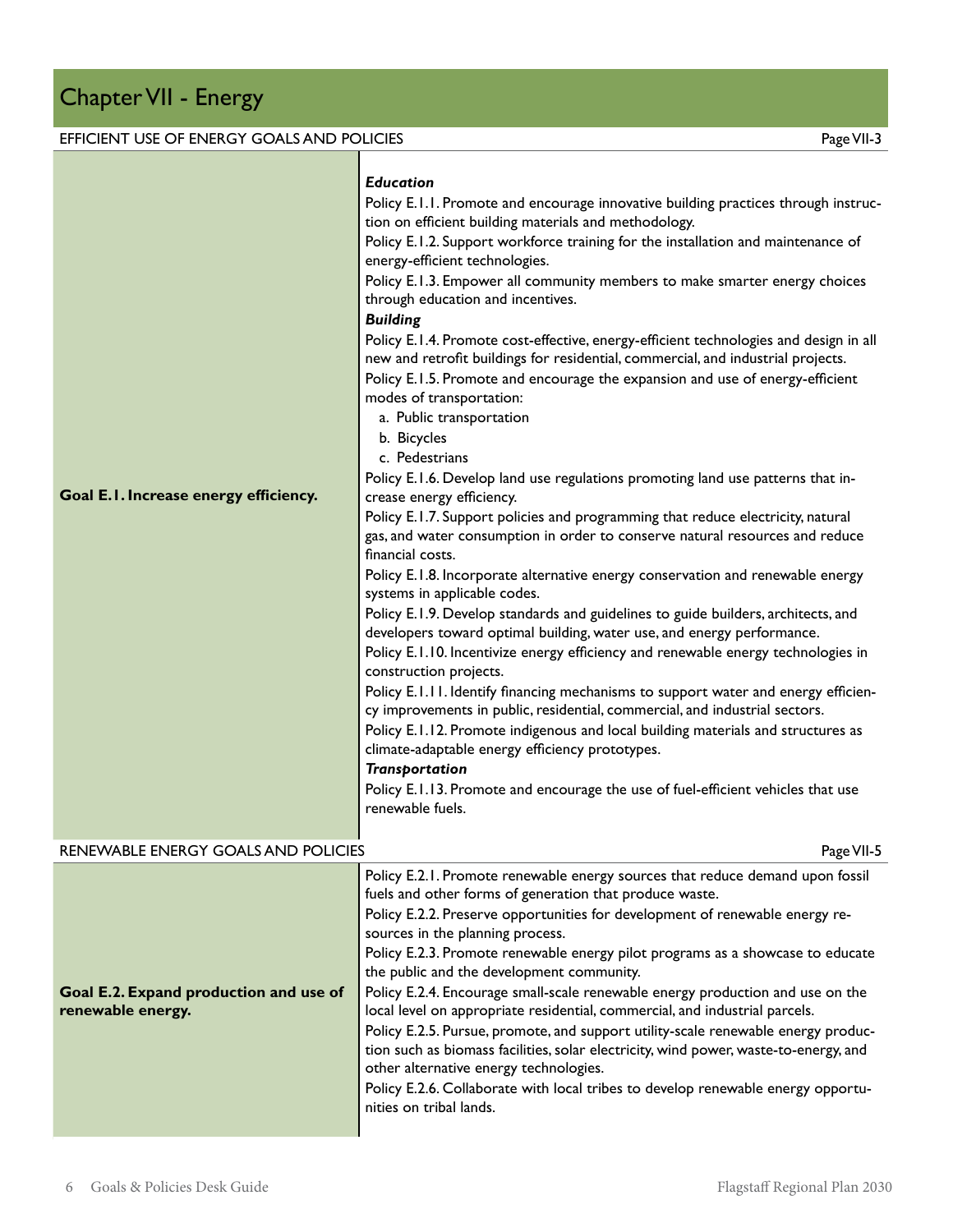# Chapter VII - Energy

EFFICIENT USE OF ENERGY GOALS AND POLICIES — Page VII-3

| Goal | Policies |
| --- | --- |
| **Goal E.1. Increase energy efficiency.** | ***Education***<br>Policy E.1.1. Promote and encourage innovative building practices through instruction on efficient building materials and methodology.<br>Policy E.1.2. Support workforce training for the installation and maintenance of energy-efficient technologies.<br>Policy E.1.3. Empower all community members to make smarter energy choices through education and incentives.<br>***Building***<br>Policy E.1.4. Promote cost-effective, energy-efficient technologies and design in all new and retrofit buildings for residential, commercial, and industrial projects.<br>Policy E.1.5. Promote and encourage the expansion and use of energy-efficient modes of transportation:<br>a. Public transportation<br>b. Bicycles<br>c. Pedestrians<br>Policy E.1.6. Develop land use regulations promoting land use patterns that increase energy efficiency.<br>Policy E.1.7. Support policies and programming that reduce electricity, natural gas, and water consumption in order to conserve natural resources and reduce financial costs.<br>Policy E.1.8. Incorporate alternative energy conservation and renewable energy systems in applicable codes.<br>Policy E.1.9. Develop standards and guidelines to guide builders, architects, and developers toward optimal building, water use, and energy performance.<br>Policy E.1.10. Incentivize energy efficiency and renewable energy technologies in construction projects.<br>Policy E.1.11. Identify financing mechanisms to support water and energy efficiency improvements in public, residential, commercial, and industrial sectors.<br>Policy E.1.12. Promote indigenous and local building materials and structures as climate-adaptable energy efficiency prototypes.<br>***Transportation***<br>Policy E.1.13. Promote and encourage the use of fuel-efficient vehicles that use renewable fuels. |

RENEWABLE ENERGY GOALS AND POLICIES — Page VII-5

| Goal | Policies |
| --- | --- |
| **Goal E.2. Expand production and use of renewable energy.** | Policy E.2.1. Promote renewable energy sources that reduce demand upon fossil fuels and other forms of generation that produce waste.<br>Policy E.2.2. Preserve opportunities for development of renewable energy resources in the planning process.<br>Policy E.2.3. Promote renewable energy pilot programs as a showcase to educate the public and the development community.<br>Policy E.2.4. Encourage small-scale renewable energy production and use on the local level on appropriate residential, commercial, and industrial parcels.<br>Policy E.2.5. Pursue, promote, and support utility-scale renewable energy production such as biomass facilities, solar electricity, wind power, waste-to-energy, and other alternative energy technologies.<br>Policy E.2.6. Collaborate with local tribes to develop renewable energy opportunities on tribal lands. |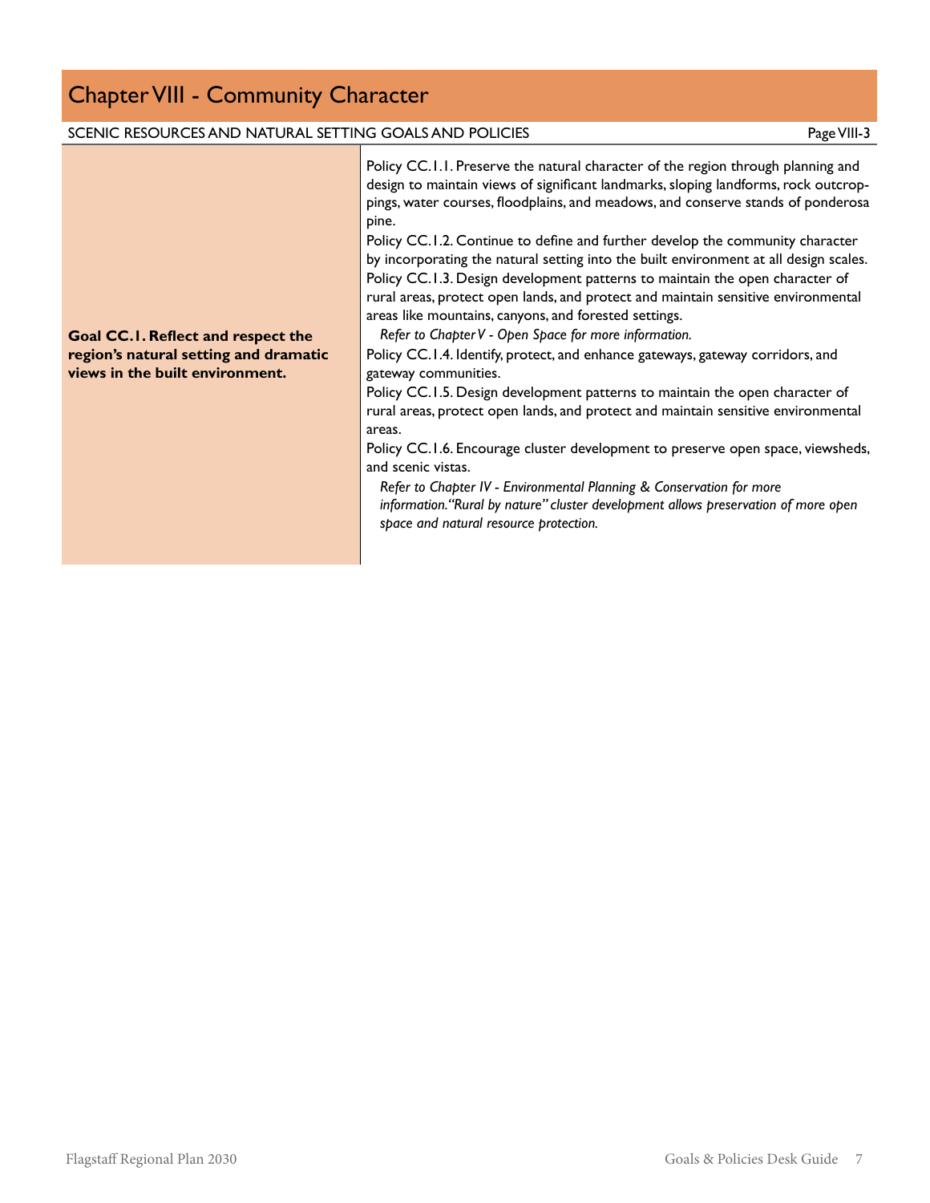# Chapter VIII - Community Character

## SCENIC RESOURCES AND NATURAL SETTING GOALS AND POLICIES

| Goal | Policies |
|---|---|
| **Goal CC.1. Reflect and respect the region's natural setting and dramatic views in the built environment.** | Policy CC.1.1. Preserve the natural character of the region through planning and design to maintain views of significant landmarks, sloping landforms, rock outcroppings, water courses, floodplains, and meadows, and conserve stands of ponderosa pine.<br>Policy CC.1.2. Continue to define and further develop the community character by incorporating the natural setting into the built environment at all design scales.<br>Policy CC.1.3. Design development patterns to maintain the open character of rural areas, protect open lands, and protect and maintain sensitive environmental areas like mountains, canyons, and forested settings.<br>*Refer to Chapter V - Open Space for more information.*<br>Policy CC.1.4. Identify, protect, and enhance gateways, gateway corridors, and gateway communities.<br>Policy CC.1.5. Design development patterns to maintain the open character of rural areas, protect open lands, and protect and maintain sensitive environmental areas.<br>Policy CC.1.6. Encourage cluster development to preserve open space, viewsheds, and scenic vistas.<br>*Refer to Chapter IV - Environmental Planning & Conservation for more information. "Rural by nature" cluster development allows preservation of more open space and natural resource protection.* |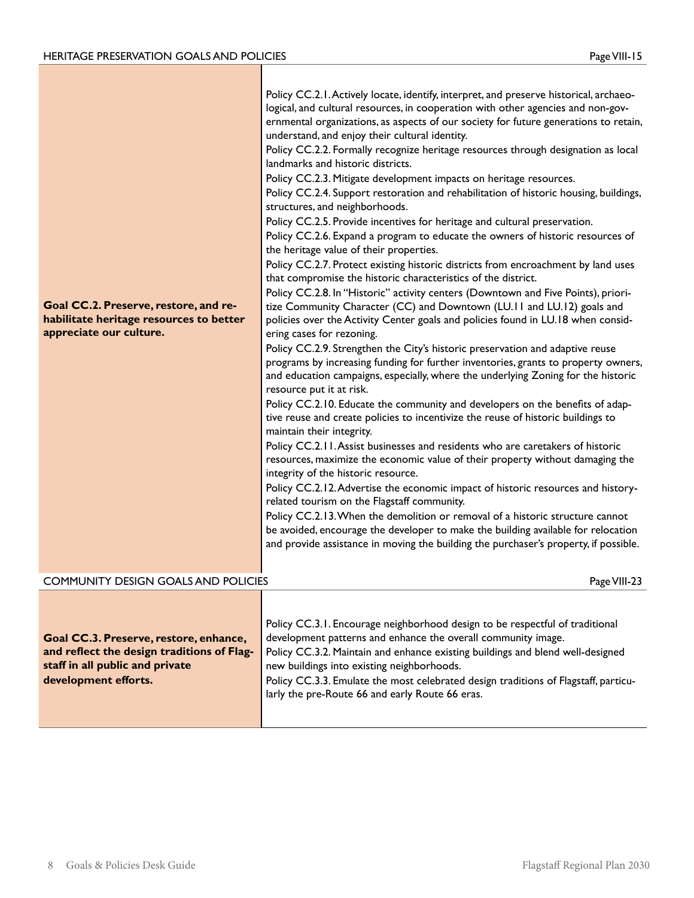## HERITAGE PRESERVATION GOALS AND POLICIES

Page VIII-15

| Goal | Policies |
| --- | --- |
| **Goal CC.2. Preserve, restore, and rehabilitate heritage resources to better appreciate our culture.** | Policy CC.2.1. Actively locate, identify, interpret, and preserve historical, archaeological, and cultural resources, in cooperation with other agencies and non-governmental organizations, as aspects of our society for future generations to retain, understand, and enjoy their cultural identity.<br>Policy CC.2.2. Formally recognize heritage resources through designation as local landmarks and historic districts.<br>Policy CC.2.3. Mitigate development impacts on heritage resources.<br>Policy CC.2.4. Support restoration and rehabilitation of historic housing, buildings, structures, and neighborhoods.<br>Policy CC.2.5. Provide incentives for heritage and cultural preservation.<br>Policy CC.2.6. Expand a program to educate the owners of historic resources of the heritage value of their properties.<br>Policy CC.2.7. Protect existing historic districts from encroachment by land uses that compromise the historic characteristics of the district.<br>Policy CC.2.8. In "Historic" activity centers (Downtown and Five Points), prioritize Community Character (CC) and Downtown (LU.11 and LU.12) goals and policies over the Activity Center goals and policies found in LU.18 when considering cases for rezoning.<br>Policy CC.2.9. Strengthen the City's historic preservation and adaptive reuse programs by increasing funding for further inventories, grants to property owners, and education campaigns, especially, where the underlying Zoning for the historic resource put it at risk.<br>Policy CC.2.10. Educate the community and developers on the benefits of adaptive reuse and create policies to incentivize the reuse of historic buildings to maintain their integrity.<br>Policy CC.2.11. Assist businesses and residents who are caretakers of historic resources, maximize the economic value of their property without damaging the integrity of the historic resource.<br>Policy CC.2.12. Advertise the economic impact of historic resources and history-related tourism on the Flagstaff community.<br>Policy CC.2.13. When the demolition or removal of a historic structure cannot be avoided, encourage the developer to make the building available for relocation and provide assistance in moving the building the purchaser's property, if possible. |

## COMMUNITY DESIGN GOALS AND POLICIES

Page VIII-23

| Goal | Policies |
| --- | --- |
| **Goal CC.3. Preserve, restore, enhance, and reflect the design traditions of Flagstaff in all public and private development efforts.** | Policy CC.3.1. Encourage neighborhood design to be respectful of traditional development patterns and enhance the overall community image.<br>Policy CC.3.2. Maintain and enhance existing buildings and blend well-designed new buildings into existing neighborhoods.<br>Policy CC.3.3. Emulate the most celebrated design traditions of Flagstaff, particularly the pre-Route 66 and early Route 66 eras. |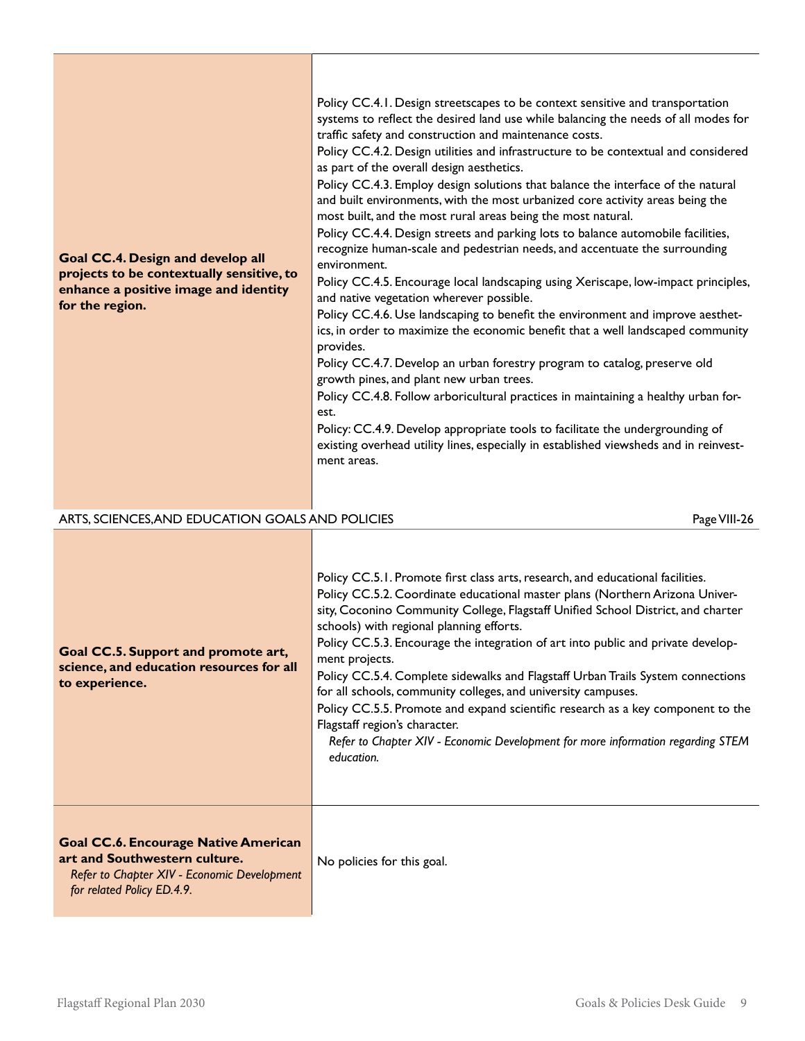| | |
|---|---|
| **Goal CC.4. Design and develop all projects to be contextually sensitive, to enhance a positive image and identity for the region.** | Policy CC.4.1. Design streetscapes to be context sensitive and transportation systems to reflect the desired land use while balancing the needs of all modes for traffic safety and construction and maintenance costs.<br>Policy CC.4.2. Design utilities and infrastructure to be contextual and considered as part of the overall design aesthetics.<br>Policy CC.4.3. Employ design solutions that balance the interface of the natural and built environments, with the most urbanized core activity areas being the most built, and the most rural areas being the most natural.<br>Policy CC.4.4. Design streets and parking lots to balance automobile facilities, recognize human-scale and pedestrian needs, and accentuate the surrounding environment.<br>Policy CC.4.5. Encourage local landscaping using Xeriscape, low-impact principles, and native vegetation wherever possible.<br>Policy CC.4.6. Use landscaping to benefit the environment and improve aesthetics, in order to maximize the economic benefit that a well landscaped community provides.<br>Policy CC.4.7. Develop an urban forestry program to catalog, preserve old growth pines, and plant new urban trees.<br>Policy CC.4.8. Follow arboricultural practices in maintaining a healthy urban forest.<br>Policy: CC.4.9. Develop appropriate tools to facilitate the undergrounding of existing overhead utility lines, especially in established viewsheds and in reinvestment areas. |

ARTS, SCIENCES, AND EDUCATION GOALS AND POLICIES — Page VIII-26

| | |
|---|---|
| **Goal CC.5. Support and promote art, science, and education resources for all to experience.** | Policy CC.5.1. Promote first class arts, research, and educational facilities.<br>Policy CC.5.2. Coordinate educational master plans (Northern Arizona University, Coconino Community College, Flagstaff Unified School District, and charter schools) with regional planning efforts.<br>Policy CC.5.3. Encourage the integration of art into public and private development projects.<br>Policy CC.5.4. Complete sidewalks and Flagstaff Urban Trails System connections for all schools, community colleges, and university campuses.<br>Policy CC.5.5. Promote and expand scientific research as a key component to the Flagstaff region's character.<br>*Refer to Chapter XIV - Economic Development for more information regarding STEM education.* |
| **Goal CC.6. Encourage Native American art and Southwestern culture.**<br>*Refer to Chapter XIV - Economic Development for related Policy ED.4.9.* | No policies for this goal. |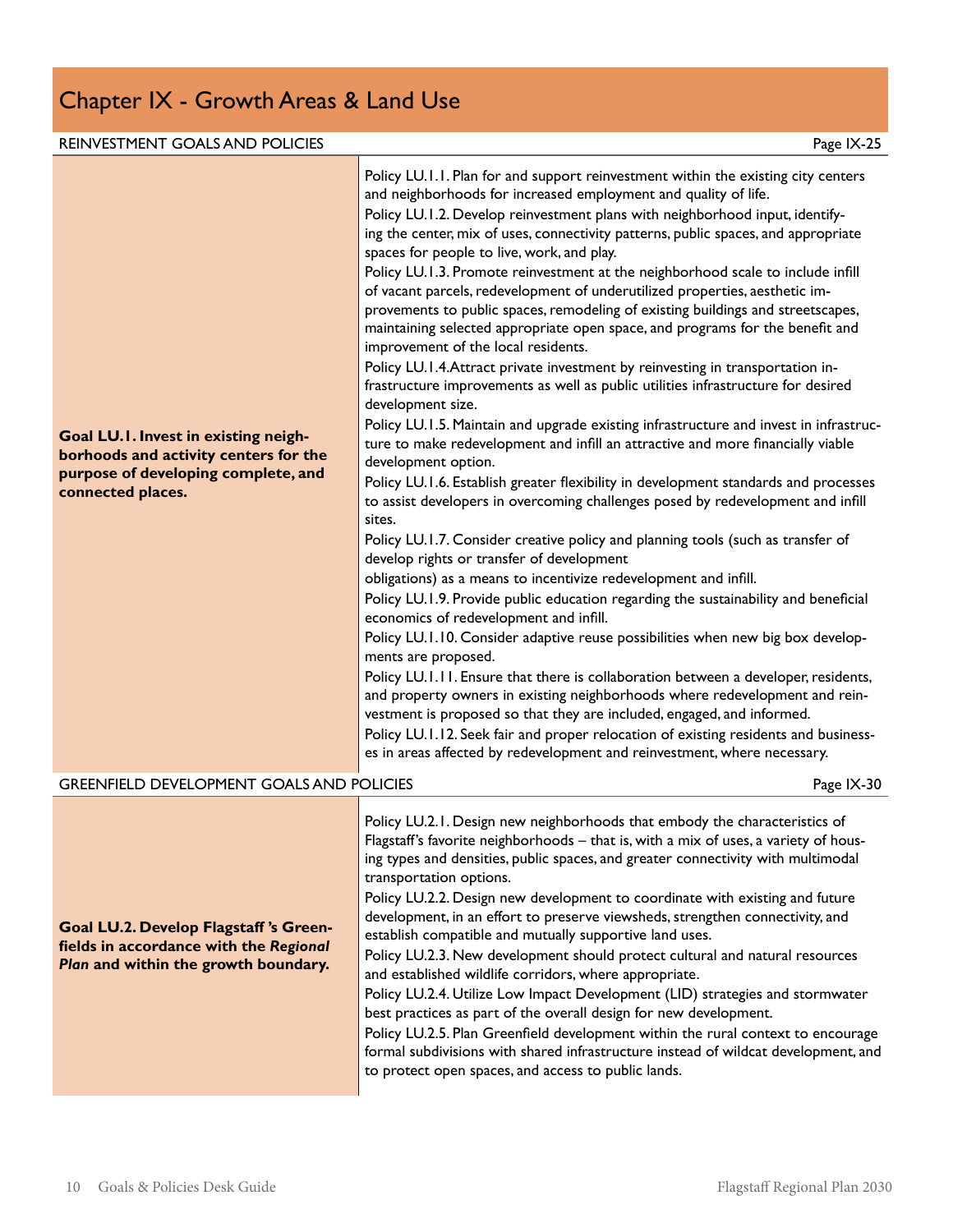# Chapter IX - Growth Areas & Land Use

## REINVESTMENT GOALS AND POLICIES

Page IX-25

| Goal | Policies |
|---|---|
| **Goal LU.1. Invest in existing neighborhoods and activity centers for the purpose of developing complete, and connected places.** | Policy LU.1.1. Plan for and support reinvestment within the existing city centers and neighborhoods for increased employment and quality of life.<br>Policy LU.1.2. Develop reinvestment plans with neighborhood input, identifying the center, mix of uses, connectivity patterns, public spaces, and appropriate spaces for people to live, work, and play.<br>Policy LU.1.3. Promote reinvestment at the neighborhood scale to include infill of vacant parcels, redevelopment of underutilized properties, aesthetic improvements to public spaces, remodeling of existing buildings and streetscapes, maintaining selected appropriate open space, and programs for the benefit and improvement of the local residents.<br>Policy LU.1.4.Attract private investment by reinvesting in transportation infrastructure improvements as well as public utilities infrastructure for desired development size.<br>Policy LU.1.5. Maintain and upgrade existing infrastructure and invest in infrastructure to make redevelopment and infill an attractive and more financially viable development option.<br>Policy LU.1.6. Establish greater flexibility in development standards and processes to assist developers in overcoming challenges posed by redevelopment and infill sites.<br>Policy LU.1.7. Consider creative policy and planning tools (such as transfer of develop rights or transfer of development obligations) as a means to incentivize redevelopment and infill.<br>Policy LU.1.9. Provide public education regarding the sustainability and beneficial economics of redevelopment and infill.<br>Policy LU.1.10. Consider adaptive reuse possibilities when new big box developments are proposed.<br>Policy LU.1.11. Ensure that there is collaboration between a developer, residents, and property owners in existing neighborhoods where redevelopment and reinvestment is proposed so that they are included, engaged, and informed.<br>Policy LU.1.12. Seek fair and proper relocation of existing residents and businesses in areas affected by redevelopment and reinvestment, where necessary. |

## GREENFIELD DEVELOPMENT GOALS AND POLICIES

Page IX-30

| Goal | Policies |
|---|---|
| **Goal LU.2. Develop Flagstaff 's Greenfields in accordance with the *Regional Plan* and within the growth boundary.** | Policy LU.2.1. Design new neighborhoods that embody the characteristics of Flagstaff's favorite neighborhoods – that is, with a mix of uses, a variety of housing types and densities, public spaces, and greater connectivity with multimodal transportation options.<br>Policy LU.2.2. Design new development to coordinate with existing and future development, in an effort to preserve viewsheds, strengthen connectivity, and establish compatible and mutually supportive land uses.<br>Policy LU.2.3. New development should protect cultural and natural resources and established wildlife corridors, where appropriate.<br>Policy LU.2.4. Utilize Low Impact Development (LID) strategies and stormwater best practices as part of the overall design for new development.<br>Policy LU.2.5. Plan Greenfield development within the rural context to encourage formal subdivisions with shared infrastructure instead of wildcat development, and to protect open spaces, and access to public lands. |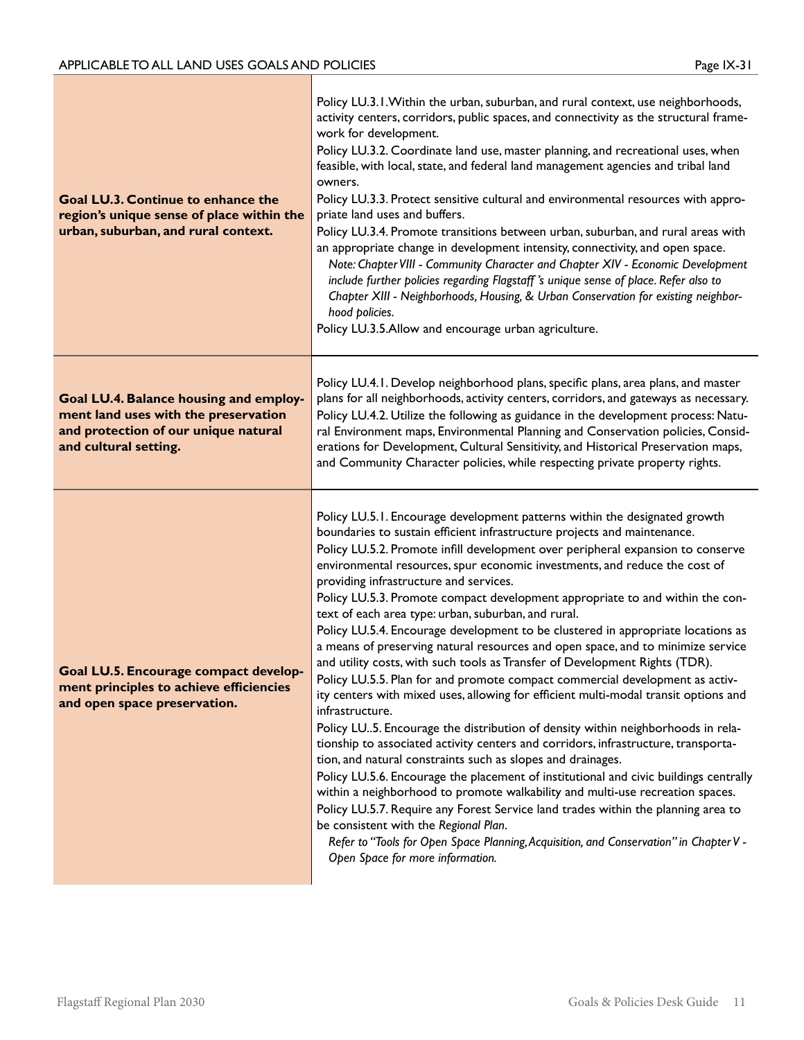| Goal | Policies |
|---|---|
| **Goal LU.3. Continue to enhance the region's unique sense of place within the urban, suburban, and rural context.** | Policy LU.3.1. Within the urban, suburban, and rural context, use neighborhoods, activity centers, corridors, public spaces, and connectivity as the structural framework for development.<br>Policy LU.3.2. Coordinate land use, master planning, and recreational uses, when feasible, with local, state, and federal land management agencies and tribal land owners.<br>Policy LU.3.3. Protect sensitive cultural and environmental resources with appropriate land uses and buffers.<br>Policy LU.3.4. Promote transitions between urban, suburban, and rural areas with an appropriate change in development intensity, connectivity, and open space.<br>*Note: Chapter VIII - Community Character and Chapter XIV - Economic Development include further policies regarding Flagstaff's unique sense of place. Refer also to Chapter XIII - Neighborhoods, Housing, & Urban Conservation for existing neighborhood policies.*<br>Policy LU.3.5. Allow and encourage urban agriculture. |
| **Goal LU.4. Balance housing and employment land uses with the preservation and protection of our unique natural and cultural setting.** | Policy LU.4.1. Develop neighborhood plans, specific plans, area plans, and master plans for all neighborhoods, activity centers, corridors, and gateways as necessary.<br>Policy LU.4.2. Utilize the following as guidance in the development process: Natural Environment maps, Environmental Planning and Conservation policies, Considerations for Development, Cultural Sensitivity, and Historical Preservation maps, and Community Character policies, while respecting private property rights. |
| **Goal LU.5. Encourage compact development principles to achieve efficiencies and open space preservation.** | Policy LU.5.1. Encourage development patterns within the designated growth boundaries to sustain efficient infrastructure projects and maintenance.<br>Policy LU.5.2. Promote infill development over peripheral expansion to conserve environmental resources, spur economic investments, and reduce the cost of providing infrastructure and services.<br>Policy LU.5.3. Promote compact development appropriate to and within the context of each area type: urban, suburban, and rural.<br>Policy LU.5.4. Encourage development to be clustered in appropriate locations as a means of preserving natural resources and open space, and to minimize service and utility costs, with such tools as Transfer of Development Rights (TDR).<br>Policy LU.5.5. Plan for and promote compact commercial development as activity centers with mixed uses, allowing for efficient multi-modal transit options and infrastructure.<br>Policy LU..5. Encourage the distribution of density within neighborhoods in relationship to associated activity centers and corridors, infrastructure, transportation, and natural constraints such as slopes and drainages.<br>Policy LU.5.6. Encourage the placement of institutional and civic buildings centrally within a neighborhood to promote walkability and multi-use recreation spaces.<br>Policy LU.5.7. Require any Forest Service land trades within the planning area to be consistent with the *Regional Plan*.<br>*Refer to "Tools for Open Space Planning, Acquisition, and Conservation" in Chapter V - Open Space for more information.* |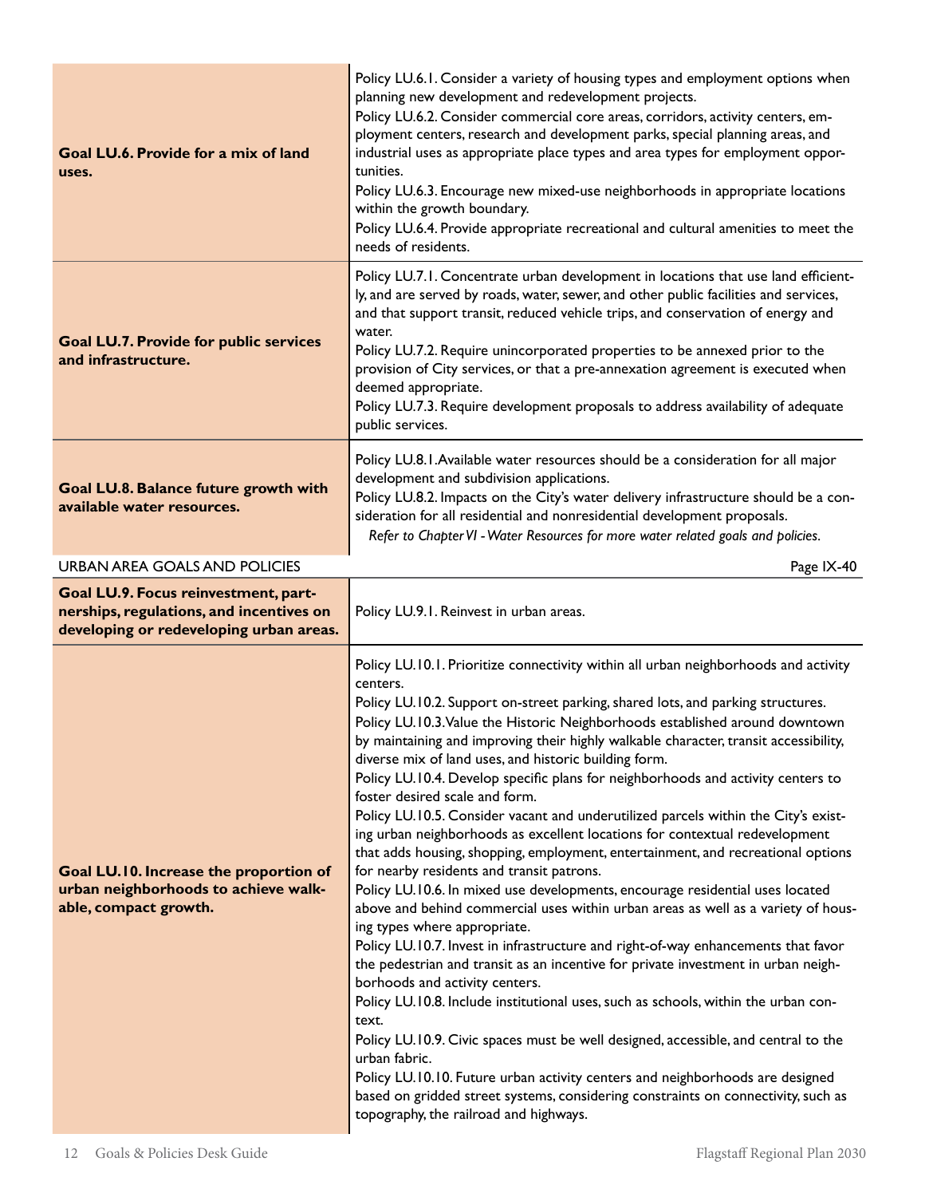| Goal | Policies |
|---|---|
| **Goal LU.6. Provide for a mix of land uses.** | Policy LU.6.1. Consider a variety of housing types and employment options when planning new development and redevelopment projects.<br>Policy LU.6.2. Consider commercial core areas, corridors, activity centers, employment centers, research and development parks, special planning areas, and industrial uses as appropriate place types and area types for employment opportunities.<br>Policy LU.6.3. Encourage new mixed-use neighborhoods in appropriate locations within the growth boundary.<br>Policy LU.6.4. Provide appropriate recreational and cultural amenities to meet the needs of residents. |
| **Goal LU.7. Provide for public services and infrastructure.** | Policy LU.7.1. Concentrate urban development in locations that use land efficiently, and are served by roads, water, sewer, and other public facilities and services, and that support transit, reduced vehicle trips, and conservation of energy and water.<br>Policy LU.7.2. Require unincorporated properties to be annexed prior to the provision of City services, or that a pre-annexation agreement is executed when deemed appropriate.<br>Policy LU.7.3. Require development proposals to address availability of adequate public services. |
| **Goal LU.8. Balance future growth with available water resources.** | Policy LU.8.1. Available water resources should be a consideration for all major development and subdivision applications.<br>Policy LU.8.2. Impacts on the City's water delivery infrastructure should be a consideration for all residential and nonresidential development proposals.<br>*Refer to Chapter VI - Water Resources for more water related goals and policies.* |

URBAN AREA GOALS AND POLICIES — Page IX-40

| Goal | Policies |
|---|---|
| **Goal LU.9. Focus reinvestment, partnerships, regulations, and incentives on developing or redeveloping urban areas.** | Policy LU.9.1. Reinvest in urban areas. |
| **Goal LU.10. Increase the proportion of urban neighborhoods to achieve walkable, compact growth.** | Policy LU.10.1. Prioritize connectivity within all urban neighborhoods and activity centers.<br>Policy LU.10.2. Support on-street parking, shared lots, and parking structures.<br>Policy LU.10.3. Value the Historic Neighborhoods established around downtown by maintaining and improving their highly walkable character, transit accessibility, diverse mix of land uses, and historic building form.<br>Policy LU.10.4. Develop specific plans for neighborhoods and activity centers to foster desired scale and form.<br>Policy LU.10.5. Consider vacant and underutilized parcels within the City's existing urban neighborhoods as excellent locations for contextual redevelopment that adds housing, shopping, employment, entertainment, and recreational options for nearby residents and transit patrons.<br>Policy LU.10.6. In mixed use developments, encourage residential uses located above and behind commercial uses within urban areas as well as a variety of housing types where appropriate.<br>Policy LU.10.7. Invest in infrastructure and right-of-way enhancements that favor the pedestrian and transit as an incentive for private investment in urban neighborhoods and activity centers.<br>Policy LU.10.8. Include institutional uses, such as schools, within the urban context.<br>Policy LU.10.9. Civic spaces must be well designed, accessible, and central to the urban fabric.<br>Policy LU.10.10. Future urban activity centers and neighborhoods are designed based on gridded street systems, considering constraints on connectivity, such as topography, the railroad and highways. |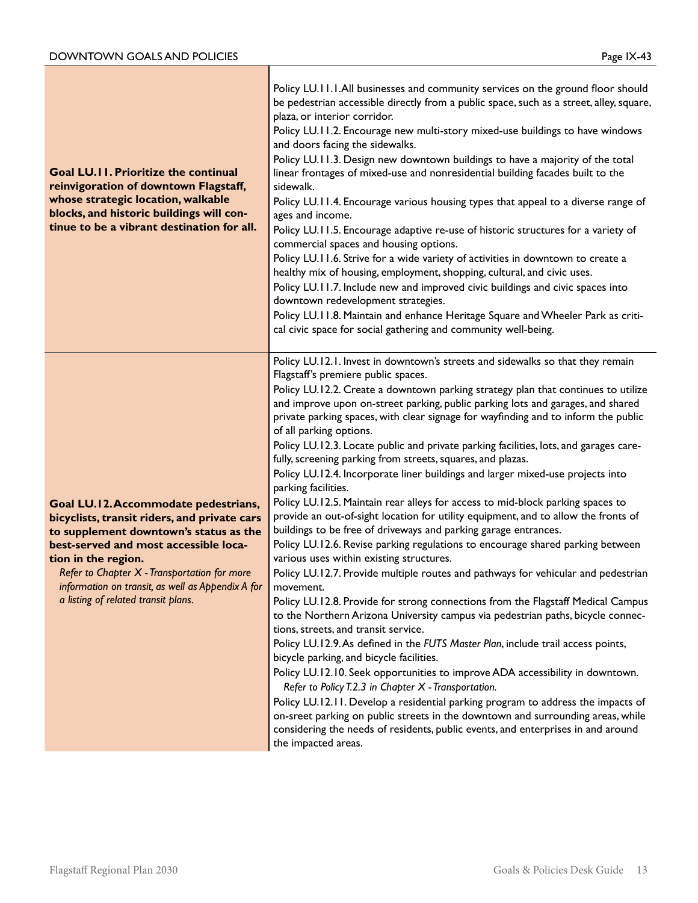| Goal | Policies |
|---|---|
| **Goal LU.11. Prioritize the continual reinvigoration of downtown Flagstaff, whose strategic location, walkable blocks, and historic buildings will continue to be a vibrant destination for all.** | Policy LU.11.1.All businesses and community services on the ground floor should be pedestrian accessible directly from a public space, such as a street, alley, square, plaza, or interior corridor.<br>Policy LU.11.2. Encourage new multi-story mixed-use buildings to have windows and doors facing the sidewalks.<br>Policy LU.11.3. Design new downtown buildings to have a majority of the total linear frontages of mixed-use and nonresidential building facades built to the sidewalk.<br>Policy LU.11.4. Encourage various housing types that appeal to a diverse range of ages and income.<br>Policy LU.11.5. Encourage adaptive re-use of historic structures for a variety of commercial spaces and housing options.<br>Policy LU.11.6. Strive for a wide variety of activities in downtown to create a healthy mix of housing, employment, shopping, cultural, and civic uses.<br>Policy LU.11.7. Include new and improved civic buildings and civic spaces into downtown redevelopment strategies.<br>Policy LU.11.8. Maintain and enhance Heritage Square and Wheeler Park as critical civic space for social gathering and community well-being. |
| **Goal LU.12. Accommodate pedestrians, bicyclists, transit riders, and private cars to supplement downtown's status as the best-served and most accessible location in the region.**<br>*Refer to Chapter X - Transportation for more information on transit, as well as Appendix A for a listing of related transit plans.* | Policy LU.12.1. Invest in downtown's streets and sidewalks so that they remain Flagstaff's premiere public spaces.<br>Policy LU.12.2. Create a downtown parking strategy plan that continues to utilize and improve upon on-street parking, public parking lots and garages, and shared private parking spaces, with clear signage for wayfinding and to inform the public of all parking options.<br>Policy LU.12.3. Locate public and private parking facilities, lots, and garages carefully, screening parking from streets, squares, and plazas.<br>Policy LU.12.4. Incorporate liner buildings and larger mixed-use projects into parking facilities.<br>Policy LU.12.5. Maintain rear alleys for access to mid-block parking spaces to provide an out-of-sight location for utility equipment, and to allow the fronts of buildings to be free of driveways and parking garage entrances.<br>Policy LU.12.6. Revise parking regulations to encourage shared parking between various uses within existing structures.<br>Policy LU.12.7. Provide multiple routes and pathways for vehicular and pedestrian movement.<br>Policy LU.12.8. Provide for strong connections from the Flagstaff Medical Campus to the Northern Arizona University campus via pedestrian paths, bicycle connections, streets, and transit service.<br>Policy LU.12.9. As defined in the *FUTS Master Plan*, include trail access points, bicycle parking, and bicycle facilities.<br>Policy LU.12.10. Seek opportunities to improve ADA accessibility in downtown.<br>*Refer to Policy T.2.3 in Chapter X - Transportation.*<br>Policy LU.12.11. Develop a residential parking program to address the impacts of on-sreet parking on public streets in the downtown and surrounding areas, while considering the needs of residents, public events, and enterprises in and around the impacted areas. |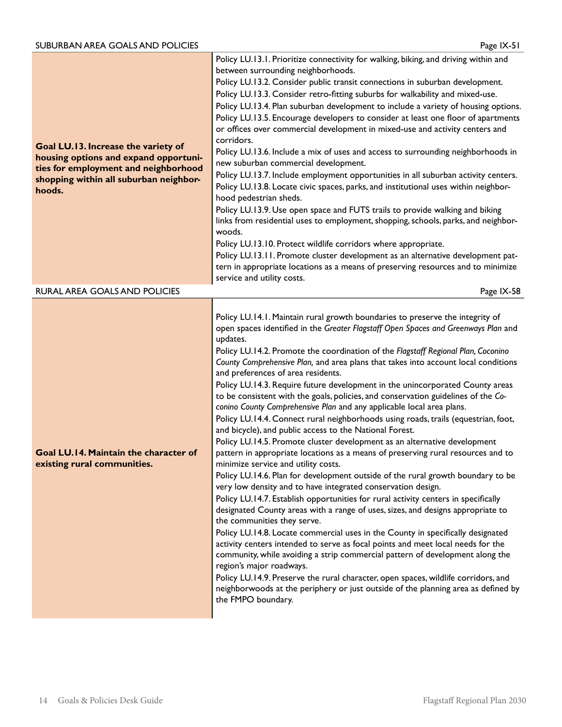| SUBURBAN AREA GOALS AND POLICIES | Page IX-51 |
|---|---|
| **Goal LU.13. Increase the variety of housing options and expand opportunities for employment and neighborhood shopping within all suburban neighborhoods.** | Policy LU.13.1. Prioritize connectivity for walking, biking, and driving within and between surrounding neighborhoods.<br>Policy LU.13.2. Consider public transit connections in suburban development.<br>Policy LU.13.3. Consider retro-fitting suburbs for walkability and mixed-use.<br>Policy LU.13.4. Plan suburban development to include a variety of housing options.<br>Policy LU.13.5. Encourage developers to consider at least one floor of apartments or offices over commercial development in mixed-use and activity centers and corridors.<br>Policy LU.13.6. Include a mix of uses and access to surrounding neighborhoods in new suburban commercial development.<br>Policy LU.13.7. Include employment opportunities in all suburban activity centers.<br>Policy LU.13.8. Locate civic spaces, parks, and institutional uses within neighborhood pedestrian sheds.<br>Policy LU.13.9. Use open space and FUTS trails to provide walking and biking links from residential uses to employment, shopping, schools, parks, and neighborwoods.<br>Policy LU.13.10. Protect wildlife corridors where appropriate.<br>Policy LU.13.11. Promote cluster development as an alternative development pattern in appropriate locations as a means of preserving resources and to minimize service and utility costs. |

| RURAL AREA GOALS AND POLICIES | Page IX-58 |
|---|---|
| **Goal LU.14. Maintain the character of existing rural communities.** | Policy LU.14.1. Maintain rural growth boundaries to preserve the integrity of open spaces identified in the *Greater Flagstaff Open Spaces and Greenways Plan* and updates.<br>Policy LU.14.2. Promote the coordination of the *Flagstaff Regional Plan, Coconino County Comprehensive Plan,* and area plans that takes into account local conditions and preferences of area residents.<br>Policy LU.14.3. Require future development in the unincorporated County areas to be consistent with the goals, policies, and conservation guidelines of the *Coconino County Comprehensive Plan* and any applicable local area plans.<br>Policy LU.14.4. Connect rural neighborhoods using roads, trails (equestrian, foot, and bicycle), and public access to the National Forest.<br>Policy LU.14.5. Promote cluster development as an alternative development pattern in appropriate locations as a means of preserving rural resources and to minimize service and utility costs.<br>Policy LU.14.6. Plan for development outside of the rural growth boundary to be very low density and to have integrated conservation design.<br>Policy LU.14.7. Establish opportunities for rural activity centers in specifically designated County areas with a range of uses, sizes, and designs appropriate to the communities they serve.<br>Policy LU.14.8. Locate commercial uses in the County in specifically designated activity centers intended to serve as focal points and meet local needs for the community, while avoiding a strip commercial pattern of development along the region's major roadways.<br>Policy LU.14.9. Preserve the rural character, open spaces, wildlife corridors, and neighborwoods at the periphery or just outside of the planning area as defined by the FMPO boundary. |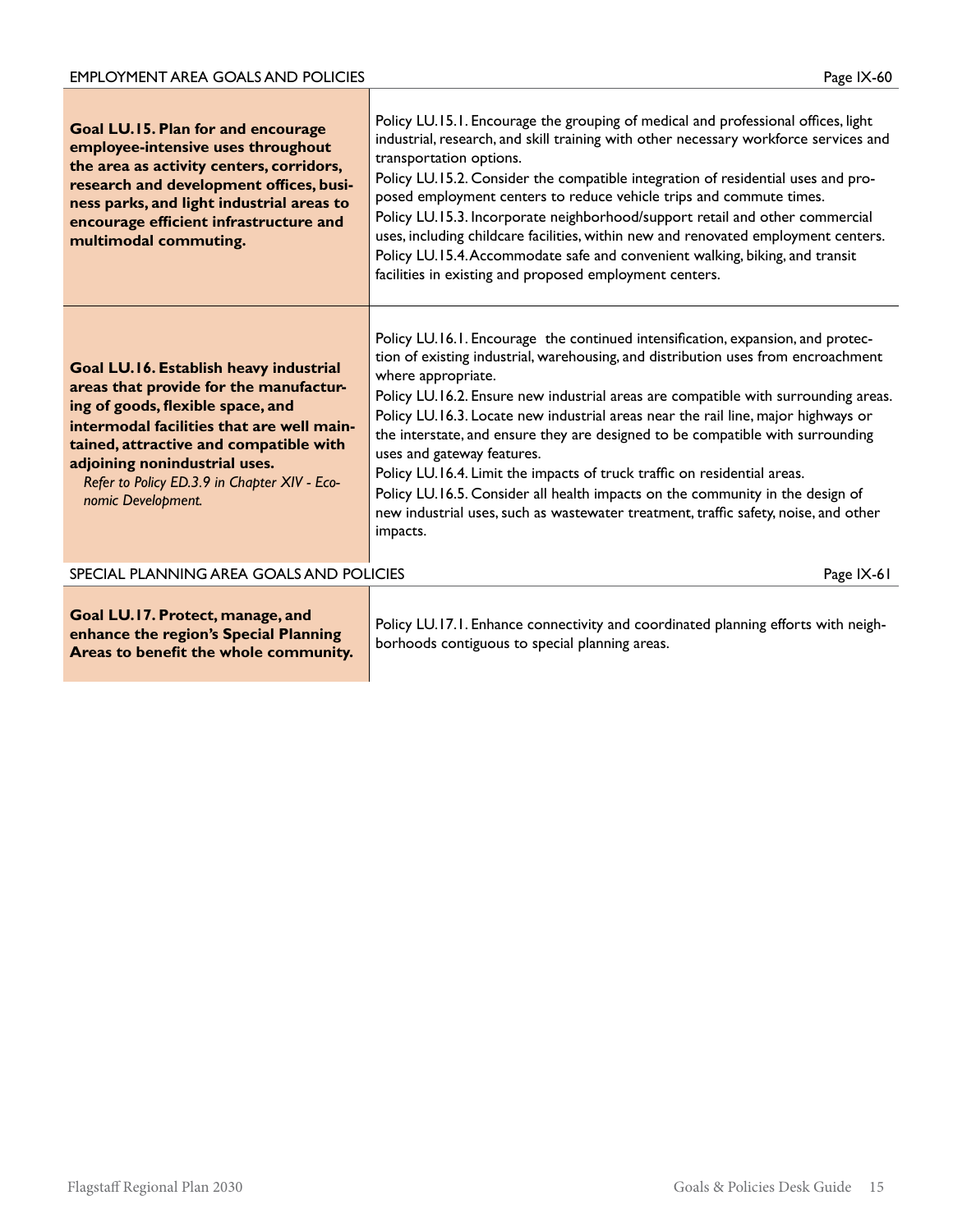## EMPLOYMENT AREA GOALS AND POLICIES

Page IX-60

| Goal | Policies |
| --- | --- |
| **Goal LU.15. Plan for and encourage employee-intensive uses throughout the area as activity centers, corridors, research and development offices, business parks, and light industrial areas to encourage efficient infrastructure and multimodal commuting.** | Policy LU.15.1. Encourage the grouping of medical and professional offices, light industrial, research, and skill training with other necessary workforce services and transportation options.<br>Policy LU.15.2. Consider the compatible integration of residential uses and proposed employment centers to reduce vehicle trips and commute times.<br>Policy LU.15.3. Incorporate neighborhood/support retail and other commercial uses, including childcare facilities, within new and renovated employment centers.<br>Policy LU.15.4. Accommodate safe and convenient walking, biking, and transit facilities in existing and proposed employment centers. |
| **Goal LU.16. Establish heavy industrial areas that provide for the manufacturing of goods, flexible space, and intermodal facilities that are well maintained, attractive and compatible with adjoining nonindustrial uses.**<br>*Refer to Policy ED.3.9 in Chapter XIV - Economic Development.* | Policy LU.16.1. Encourage the continued intensification, expansion, and protection of existing industrial, warehousing, and distribution uses from encroachment where appropriate.<br>Policy LU.16.2. Ensure new industrial areas are compatible with surrounding areas.<br>Policy LU.16.3. Locate new industrial areas near the rail line, major highways or the interstate, and ensure they are designed to be compatible with surrounding uses and gateway features.<br>Policy LU.16.4. Limit the impacts of truck traffic on residential areas.<br>Policy LU.16.5. Consider all health impacts on the community in the design of new industrial uses, such as wastewater treatment, traffic safety, noise, and other impacts. |

## SPECIAL PLANNING AREA GOALS AND POLICIES

Page IX-61

| Goal | Policies |
| --- | --- |
| **Goal LU.17. Protect, manage, and enhance the region's Special Planning Areas to benefit the whole community.** | Policy LU.17.1. Enhance connectivity and coordinated planning efforts with neighborhoods contiguous to special planning areas. |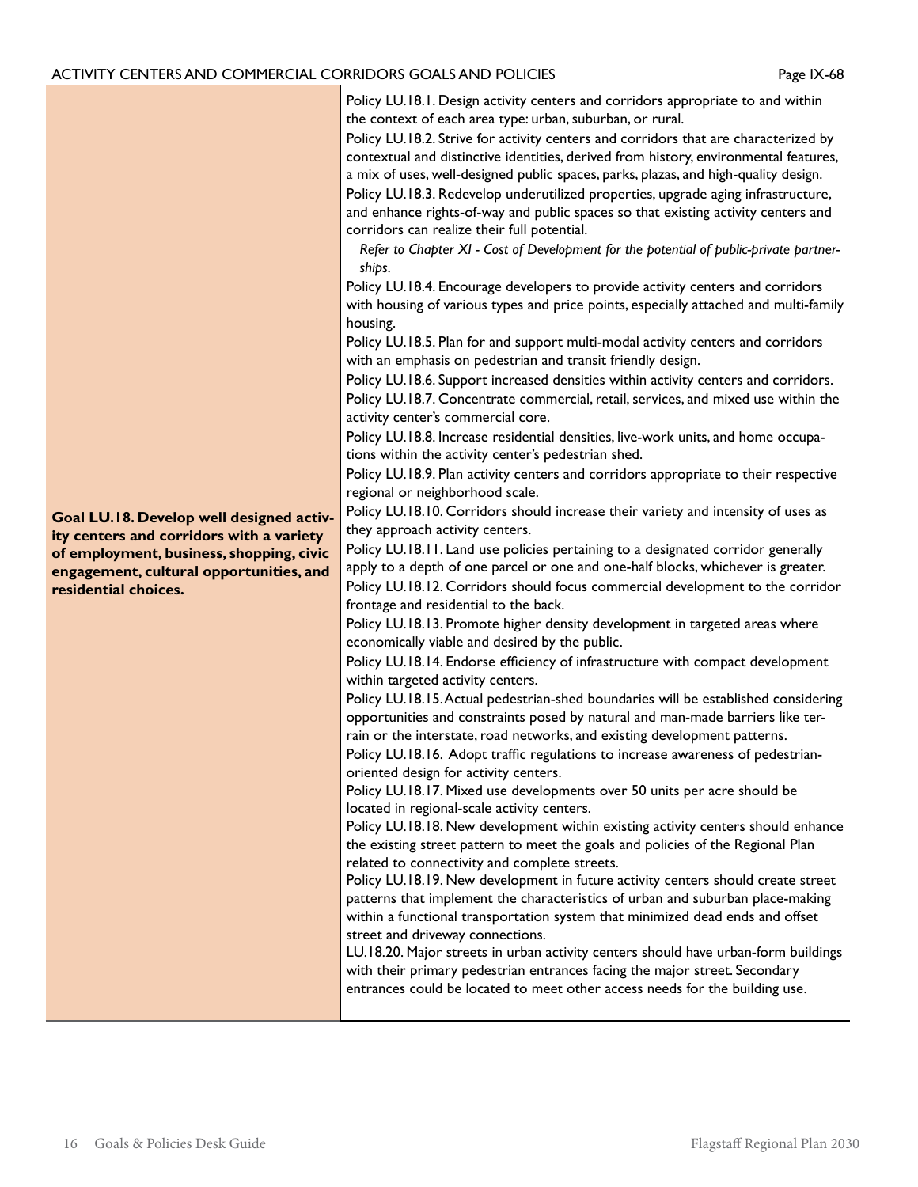## ACTIVITY CENTERS AND COMMERCIAL CORRIDORS GOALS AND POLICIES

| Goal | Policies |
| --- | --- |
| **Goal LU.18. Develop well designed activity centers and corridors with a variety of employment, business, shopping, civic engagement, cultural opportunities, and residential choices.** | Policy LU.18.1. Design activity centers and corridors appropriate to and within the context of each area type: urban, suburban, or rural.<br>Policy LU.18.2. Strive for activity centers and corridors that are characterized by contextual and distinctive identities, derived from history, environmental features, a mix of uses, well-designed public spaces, parks, plazas, and high-quality design.<br>Policy LU.18.3. Redevelop underutilized properties, upgrade aging infrastructure, and enhance rights-of-way and public spaces so that existing activity centers and corridors can realize their full potential.<br>*Refer to Chapter XI - Cost of Development for the potential of public-private partnerships.*<br>Policy LU.18.4. Encourage developers to provide activity centers and corridors with housing of various types and price points, especially attached and multi-family housing.<br>Policy LU.18.5. Plan for and support multi-modal activity centers and corridors with an emphasis on pedestrian and transit friendly design.<br>Policy LU.18.6. Support increased densities within activity centers and corridors.<br>Policy LU.18.7. Concentrate commercial, retail, services, and mixed use within the activity center's commercial core.<br>Policy LU.18.8. Increase residential densities, live-work units, and home occupations within the activity center's pedestrian shed.<br>Policy LU.18.9. Plan activity centers and corridors appropriate to their respective regional or neighborhood scale.<br>Policy LU.18.10. Corridors should increase their variety and intensity of uses as they approach activity centers.<br>Policy LU.18.11. Land use policies pertaining to a designated corridor generally apply to a depth of one parcel or one and one-half blocks, whichever is greater.<br>Policy LU.18.12. Corridors should focus commercial development to the corridor frontage and residential to the back.<br>Policy LU.18.13. Promote higher density development in targeted areas where economically viable and desired by the public.<br>Policy LU.18.14. Endorse efficiency of infrastructure with compact development within targeted activity centers.<br>Policy LU.18.15. Actual pedestrian-shed boundaries will be established considering opportunities and constraints posed by natural and man-made barriers like terrain or the interstate, road networks, and existing development patterns.<br>Policy LU.18.16. Adopt traffic regulations to increase awareness of pedestrian-oriented design for activity centers.<br>Policy LU.18.17. Mixed use developments over 50 units per acre should be located in regional-scale activity centers.<br>Policy LU.18.18. New development within existing activity centers should enhance the existing street pattern to meet the goals and policies of the Regional Plan related to connectivity and complete streets.<br>Policy LU.18.19. New development in future activity centers should create street patterns that implement the characteristics of urban and suburban place-making within a functional transportation system that minimized dead ends and offset street and driveway connections.<br>LU.18.20. Major streets in urban activity centers should have urban-form buildings with their primary pedestrian entrances facing the major street. Secondary entrances could be located to meet other access needs for the building use. |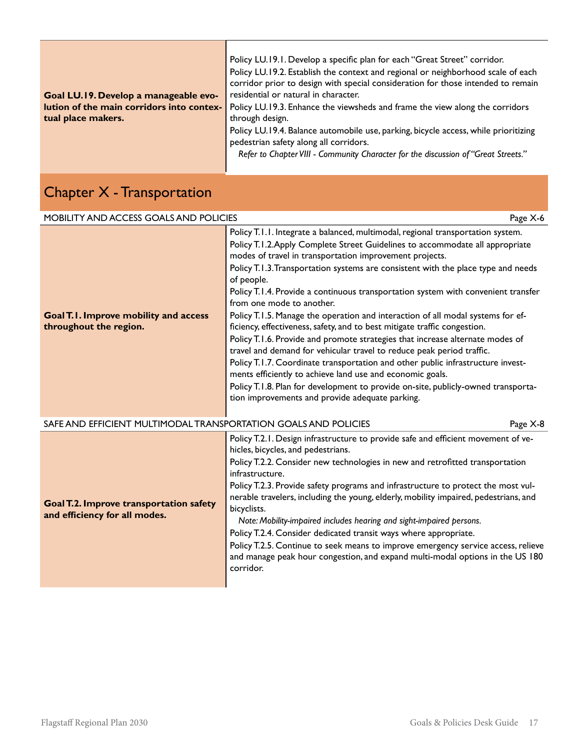| | |
|---|---|
| **Goal LU.19. Develop a manageable evolution of the main corridors into contextual place makers.** | Policy LU.19.1. Develop a specific plan for each "Great Street" corridor.<br>Policy LU.19.2. Establish the context and regional or neighborhood scale of each corridor prior to design with special consideration for those intended to remain residential or natural in character.<br>Policy LU.19.3. Enhance the viewsheds and frame the view along the corridors through design.<br>Policy LU.19.4. Balance automobile use, parking, bicycle access, while prioritizing pedestrian safety along all corridors.<br>*Refer to Chapter VIII - Community Character for the discussion of "Great Streets."* |

# Chapter X - Transportation

MOBILITY AND ACCESS GOALS AND POLICIES — Page X-6

| | |
|---|---|
| **Goal T.1. Improve mobility and access throughout the region.** | Policy T.1.1. Integrate a balanced, multimodal, regional transportation system.<br>Policy T.1.2. Apply Complete Street Guidelines to accommodate all appropriate modes of travel in transportation improvement projects.<br>Policy T.1.3. Transportation systems are consistent with the place type and needs of people.<br>Policy T.1.4. Provide a continuous transportation system with convenient transfer from one mode to another.<br>Policy T.1.5. Manage the operation and interaction of all modal systems for efficiency, effectiveness, safety, and to best mitigate traffic congestion.<br>Policy T.1.6. Provide and promote strategies that increase alternate modes of travel and demand for vehicular travel to reduce peak period traffic.<br>Policy T.1.7. Coordinate transportation and other public infrastructure investments efficiently to achieve land use and economic goals.<br>Policy T.1.8. Plan for development to provide on-site, publicly-owned transportation improvements and provide adequate parking. |

SAFE AND EFFICIENT MULTIMODAL TRANSPORTATION GOALS AND POLICIES — Page X-8

| | |
|---|---|
| **Goal T.2. Improve transportation safety and efficiency for all modes.** | Policy T.2.1. Design infrastructure to provide safe and efficient movement of vehicles, bicycles, and pedestrians.<br>Policy T.2.2. Consider new technologies in new and retrofitted transportation infrastructure.<br>Policy T.2.3. Provide safety programs and infrastructure to protect the most vulnerable travelers, including the young, elderly, mobility impaired, pedestrians, and bicyclists.<br>*Note: Mobility-impaired includes hearing and sight-impaired persons.*<br>Policy T.2.4. Consider dedicated transit ways where appropriate.<br>Policy T.2.5. Continue to seek means to improve emergency service access, relieve and manage peak hour congestion, and expand multi-modal options in the US 180 corridor. |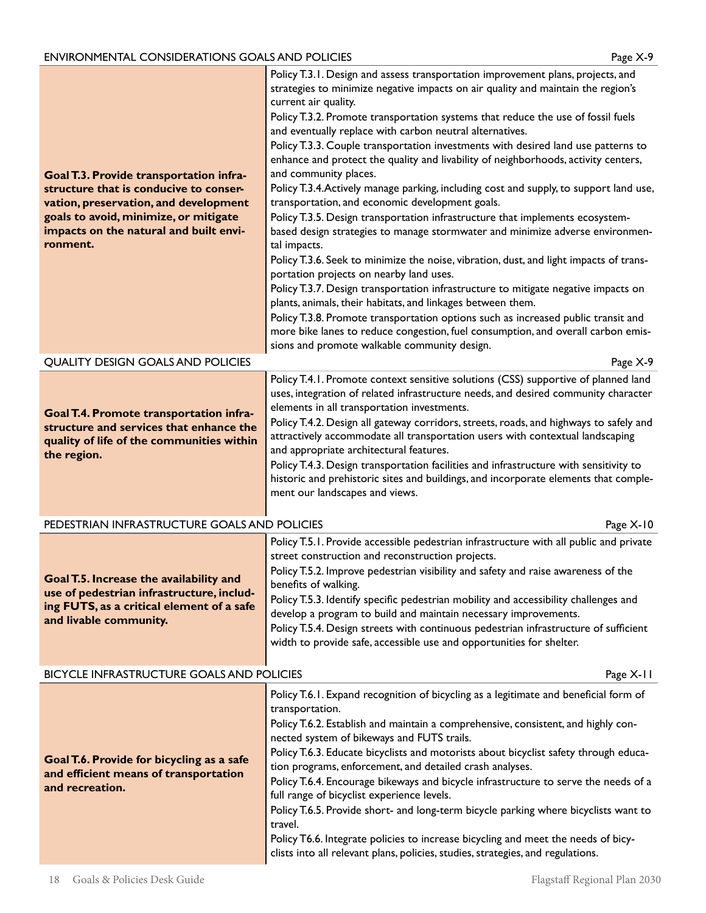## ENVIRONMENTAL CONSIDERATIONS GOALS AND POLICIES

Page X-9

| Goal | Policies |
| --- | --- |
| **Goal T.3. Provide transportation infrastructure that is conducive to conservation, preservation, and development goals to avoid, minimize, or mitigate impacts on the natural and built environment.** | Policy T.3.1. Design and assess transportation improvement plans, projects, and strategies to minimize negative impacts on air quality and maintain the region's current air quality.<br>Policy T.3.2. Promote transportation systems that reduce the use of fossil fuels and eventually replace with carbon neutral alternatives.<br>Policy T.3.3. Couple transportation investments with desired land use patterns to enhance and protect the quality and livability of neighborhoods, activity centers, and community places.<br>Policy T.3.4. Actively manage parking, including cost and supply, to support land use, transportation, and economic development goals.<br>Policy T.3.5. Design transportation infrastructure that implements ecosystem-based design strategies to manage stormwater and minimize adverse environmental impacts.<br>Policy T.3.6. Seek to minimize the noise, vibration, dust, and light impacts of transportation projects on nearby land uses.<br>Policy T.3.7. Design transportation infrastructure to mitigate negative impacts on plants, animals, their habitats, and linkages between them.<br>Policy T.3.8. Promote transportation options such as increased public transit and more bike lanes to reduce congestion, fuel consumption, and overall carbon emissions and promote walkable community design. |

## QUALITY DESIGN GOALS AND POLICIES

Page X-9

| Goal | Policies |
| --- | --- |
| **Goal T.4. Promote transportation infrastructure and services that enhance the quality of life of the communities within the region.** | Policy T.4.1. Promote context sensitive solutions (CSS) supportive of planned land uses, integration of related infrastructure needs, and desired community character elements in all transportation investments.<br>Policy T.4.2. Design all gateway corridors, streets, roads, and highways to safely and attractively accommodate all transportation users with contextual landscaping and appropriate architectural features.<br>Policy T.4.3. Design transportation facilities and infrastructure with sensitivity to historic and prehistoric sites and buildings, and incorporate elements that complement our landscapes and views. |

## PEDESTRIAN INFRASTRUCTURE GOALS AND POLICIES

Page X-10

| Goal | Policies |
| --- | --- |
| **Goal T.5. Increase the availability and use of pedestrian infrastructure, including FUTS, as a critical element of a safe and livable community.** | Policy T.5.1. Provide accessible pedestrian infrastructure with all public and private street construction and reconstruction projects.<br>Policy T.5.2. Improve pedestrian visibility and safety and raise awareness of the benefits of walking.<br>Policy T.5.3. Identify specific pedestrian mobility and accessibility challenges and develop a program to build and maintain necessary improvements.<br>Policy T.5.4. Design streets with continuous pedestrian infrastructure of sufficient width to provide safe, accessible use and opportunities for shelter. |

## BICYCLE INFRASTRUCTURE GOALS AND POLICIES

Page X-11

| Goal | Policies |
| --- | --- |
| **Goal T.6. Provide for bicycling as a safe and efficient means of transportation and recreation.** | Policy T.6.1. Expand recognition of bicycling as a legitimate and beneficial form of transportation.<br>Policy T.6.2. Establish and maintain a comprehensive, consistent, and highly connected system of bikeways and FUTS trails.<br>Policy T.6.3. Educate bicyclists and motorists about bicyclist safety through education programs, enforcement, and detailed crash analyses.<br>Policy T.6.4. Encourage bikeways and bicycle infrastructure to serve the needs of a full range of bicyclist experience levels.<br>Policy T.6.5. Provide short- and long-term bicycle parking where bicyclists want to travel.<br>Policy T6.6. Integrate policies to increase bicycling and meet the needs of bicyclists into all relevant plans, policies, studies, strategies, and regulations. |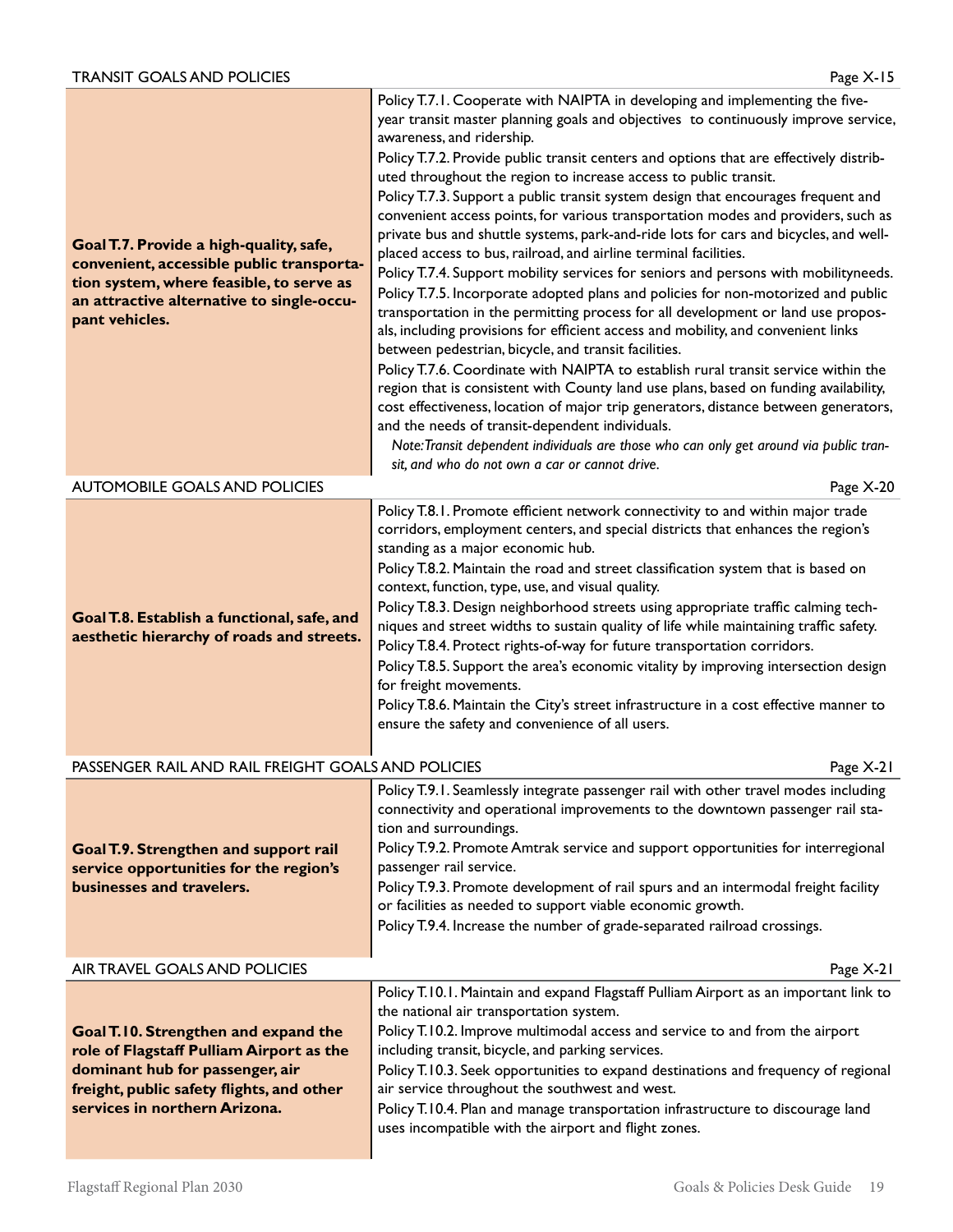## TRANSIT GOALS AND POLICIES

Page X-15

| Goal | Policies |
|---|---|
| **Goal T.7. Provide a high-quality, safe, convenient, accessible public transportation system, where feasible, to serve as an attractive alternative to single-occupant vehicles.** | Policy T.7.1. Cooperate with NAIPTA in developing and implementing the five-year transit master planning goals and objectives to continuously improve service, awareness, and ridership.<br>Policy T.7.2. Provide public transit centers and options that are effectively distributed throughout the region to increase access to public transit.<br>Policy T.7.3. Support a public transit system design that encourages frequent and convenient access points, for various transportation modes and providers, such as private bus and shuttle systems, park-and-ride lots for cars and bicycles, and well-placed access to bus, railroad, and airline terminal facilities.<br>Policy T.7.4. Support mobility services for seniors and persons with mobilityneeds.<br>Policy T.7.5. Incorporate adopted plans and policies for non-motorized and public transportation in the permitting process for all development or land use proposals, including provisions for efficient access and mobility, and convenient links between pedestrian, bicycle, and transit facilities.<br>Policy T.7.6. Coordinate with NAIPTA to establish rural transit service within the region that is consistent with County land use plans, based on funding availability, cost effectiveness, location of major trip generators, distance between generators, and the needs of transit-dependent individuals.<br>*Note: Transit dependent individuals are those who can only get around via public transit, and who do not own a car or cannot drive.* |

## AUTOMOBILE GOALS AND POLICIES

Page X-20

| Goal | Policies |
|---|---|
| **Goal T.8. Establish a functional, safe, and aesthetic hierarchy of roads and streets.** | Policy T.8.1. Promote efficient network connectivity to and within major trade corridors, employment centers, and special districts that enhances the region's standing as a major economic hub.<br>Policy T.8.2. Maintain the road and street classification system that is based on context, function, type, use, and visual quality.<br>Policy T.8.3. Design neighborhood streets using appropriate traffic calming techniques and street widths to sustain quality of life while maintaining traffic safety.<br>Policy T.8.4. Protect rights-of-way for future transportation corridors.<br>Policy T.8.5. Support the area's economic vitality by improving intersection design for freight movements.<br>Policy T.8.6. Maintain the City's street infrastructure in a cost effective manner to ensure the safety and convenience of all users. |

## PASSENGER RAIL AND RAIL FREIGHT GOALS AND POLICIES

Page X-21

| Goal | Policies |
|---|---|
| **Goal T.9. Strengthen and support rail service opportunities for the region's businesses and travelers.** | Policy T.9.1. Seamlessly integrate passenger rail with other travel modes including connectivity and operational improvements to the downtown passenger rail station and surroundings.<br>Policy T.9.2. Promote Amtrak service and support opportunities for interregional passenger rail service.<br>Policy T.9.3. Promote development of rail spurs and an intermodal freight facility or facilities as needed to support viable economic growth.<br>Policy T.9.4. Increase the number of grade-separated railroad crossings. |

## AIR TRAVEL GOALS AND POLICIES

Page X-21

| Goal | Policies |
|---|---|
| **Goal T.10. Strengthen and expand the role of Flagstaff Pulliam Airport as the dominant hub for passenger, air freight, public safety flights, and other services in northern Arizona.** | Policy T.10.1. Maintain and expand Flagstaff Pulliam Airport as an important link to the national air transportation system.<br>Policy T.10.2. Improve multimodal access and service to and from the airport including transit, bicycle, and parking services.<br>Policy T.10.3. Seek opportunities to expand destinations and frequency of regional air service throughout the southwest and west.<br>Policy T.10.4. Plan and manage transportation infrastructure to discourage land uses incompatible with the airport and flight zones. |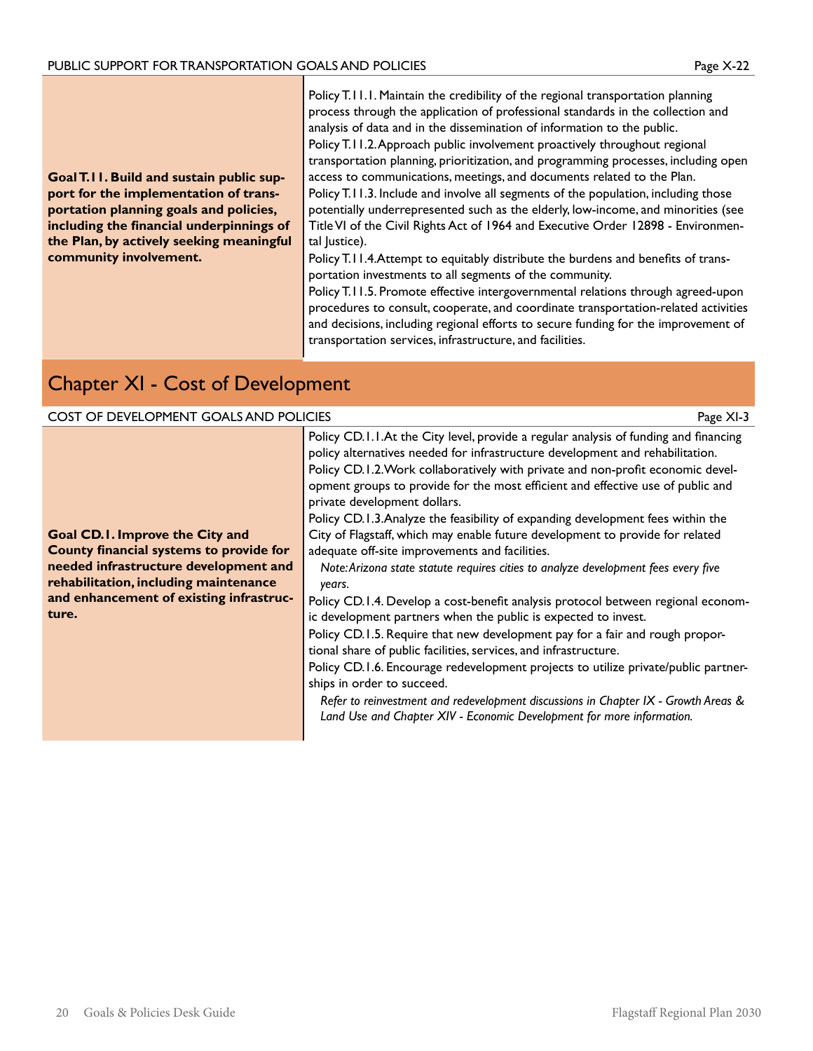PUBLIC SUPPORT FOR TRANSPORTATION GOALS AND POLICIES Page X-22

| Goal | Policies |
| --- | --- |
| **Goal T.11. Build and sustain public support for the implementation of transportation planning goals and policies, including the financial underpinnings of the Plan, by actively seeking meaningful community involvement.** | Policy T.11.1. Maintain the credibility of the regional transportation planning process through the application of professional standards in the collection and analysis of data and in the dissemination of information to the public.<br>Policy T.11.2. Approach public involvement proactively throughout regional transportation planning, prioritization, and programming processes, including open access to communications, meetings, and documents related to the Plan.<br>Policy T.11.3. Include and involve all segments of the population, including those potentially underrepresented such as the elderly, low-income, and minorities (see Title VI of the Civil Rights Act of 1964 and Executive Order 12898 - Environmental Justice).<br>Policy T.11.4. Attempt to equitably distribute the burdens and benefits of transportation investments to all segments of the community.<br>Policy T.11.5. Promote effective intergovernmental relations through agreed-upon procedures to consult, cooperate, and coordinate transportation-related activities and decisions, including regional efforts to secure funding for the improvement of transportation services, infrastructure, and facilities. |

# Chapter XI - Cost of Development

COST OF DEVELOPMENT GOALS AND POLICIES Page XI-3

| Goal | Policies |
| --- | --- |
| **Goal CD.1. Improve the City and County financial systems to provide for needed infrastructure development and rehabilitation, including maintenance and enhancement of existing infrastructure.** | Policy CD.1.1. At the City level, provide a regular analysis of funding and financing policy alternatives needed for infrastructure development and rehabilitation.<br>Policy CD.1.2. Work collaboratively with private and non-profit economic development groups to provide for the most efficient and effective use of public and private development dollars.<br>Policy CD.1.3. Analyze the feasibility of expanding development fees within the City of Flagstaff, which may enable future development to provide for related adequate off-site improvements and facilities.<br>*Note: Arizona state statute requires cities to analyze development fees every five years.*<br>Policy CD.1.4. Develop a cost-benefit analysis protocol between regional economic development partners when the public is expected to invest.<br>Policy CD.1.5. Require that new development pay for a fair and rough proportional share of public facilities, services, and infrastructure.<br>Policy CD.1.6. Encourage redevelopment projects to utilize private/public partnerships in order to succeed.<br>*Refer to reinvestment and redevelopment discussions in Chapter IX - Growth Areas & Land Use and Chapter XIV - Economic Development for more information.* |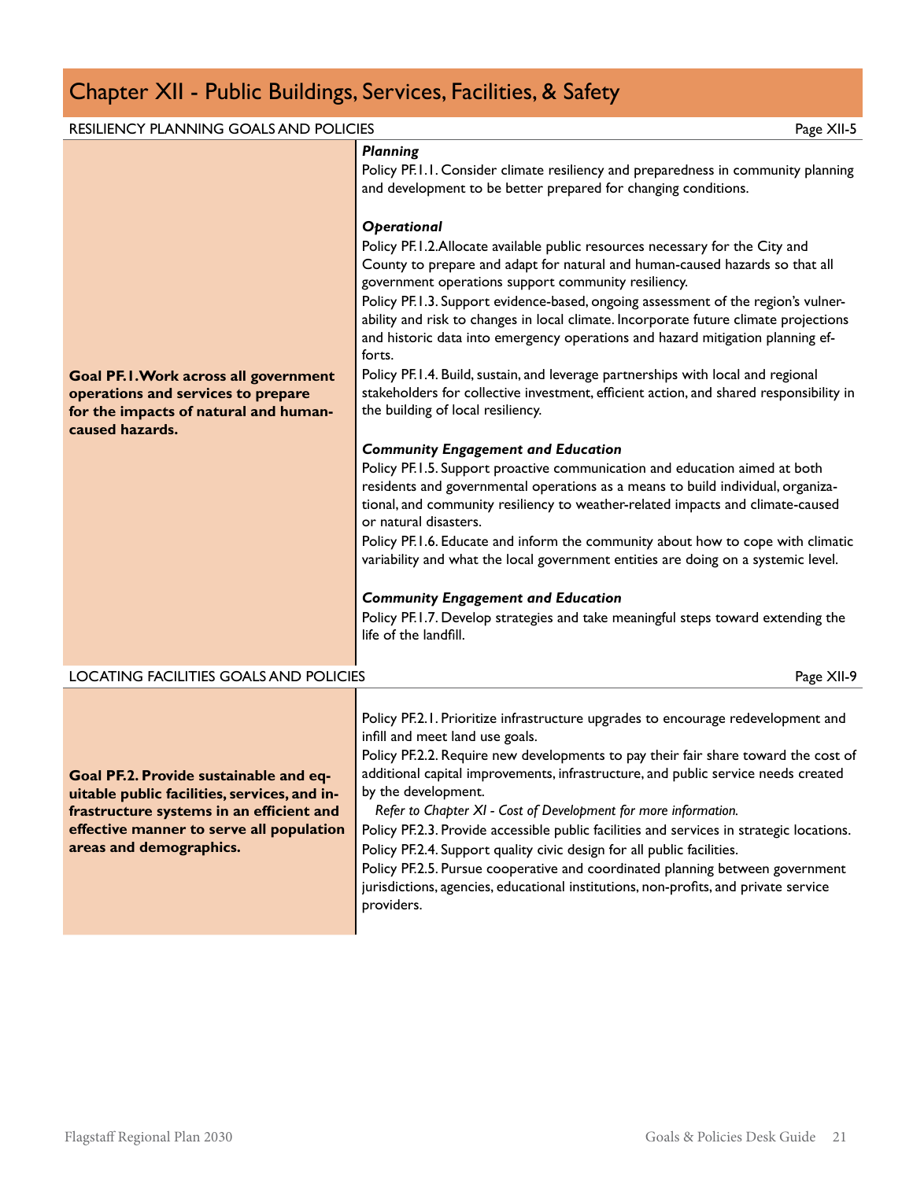# Chapter XII - Public Buildings, Services, Facilities, & Safety

## RESILIENCY PLANNING GOALS AND POLICIES

Page XII-5

| Goal | Policies |
| --- | --- |
| **Goal PF.1. Work across all government operations and services to prepare for the impacts of natural and human-caused hazards.** | ***Planning***<br>Policy PF.1.1. Consider climate resiliency and preparedness in community planning and development to be better prepared for changing conditions.<br><br>***Operational***<br>Policy PF.1.2. Allocate available public resources necessary for the City and County to prepare and adapt for natural and human-caused hazards so that all government operations support community resiliency.<br>Policy PF.1.3. Support evidence-based, ongoing assessment of the region's vulnerability and risk to changes in local climate. Incorporate future climate projections and historic data into emergency operations and hazard mitigation planning efforts.<br>Policy PF.1.4. Build, sustain, and leverage partnerships with local and regional stakeholders for collective investment, efficient action, and shared responsibility in the building of local resiliency.<br><br>***Community Engagement and Education***<br>Policy PF.1.5. Support proactive communication and education aimed at both residents and governmental operations as a means to build individual, organizational, and community resiliency to weather-related impacts and climate-caused or natural disasters.<br>Policy PF.1.6. Educate and inform the community about how to cope with climatic variability and what the local government entities are doing on a systemic level.<br><br>***Community Engagement and Education***<br>Policy PF.1.7. Develop strategies and take meaningful steps toward extending the life of the landfill. |

## LOCATING FACILITIES GOALS AND POLICIES

Page XII-9

| Goal | Policies |
| --- | --- |
| **Goal PF.2. Provide sustainable and equitable public facilities, services, and infrastructure systems in an efficient and effective manner to serve all population areas and demographics.** | Policy PF.2.1. Prioritize infrastructure upgrades to encourage redevelopment and infill and meet land use goals.<br>Policy PF.2.2. Require new developments to pay their fair share toward the cost of additional capital improvements, infrastructure, and public service needs created by the development.<br>*Refer to Chapter XI - Cost of Development for more information.*<br>Policy PF.2.3. Provide accessible public facilities and services in strategic locations.<br>Policy PF.2.4. Support quality civic design for all public facilities.<br>Policy PF.2.5. Pursue cooperative and coordinated planning between government jurisdictions, agencies, educational institutions, non-profits, and private service providers. |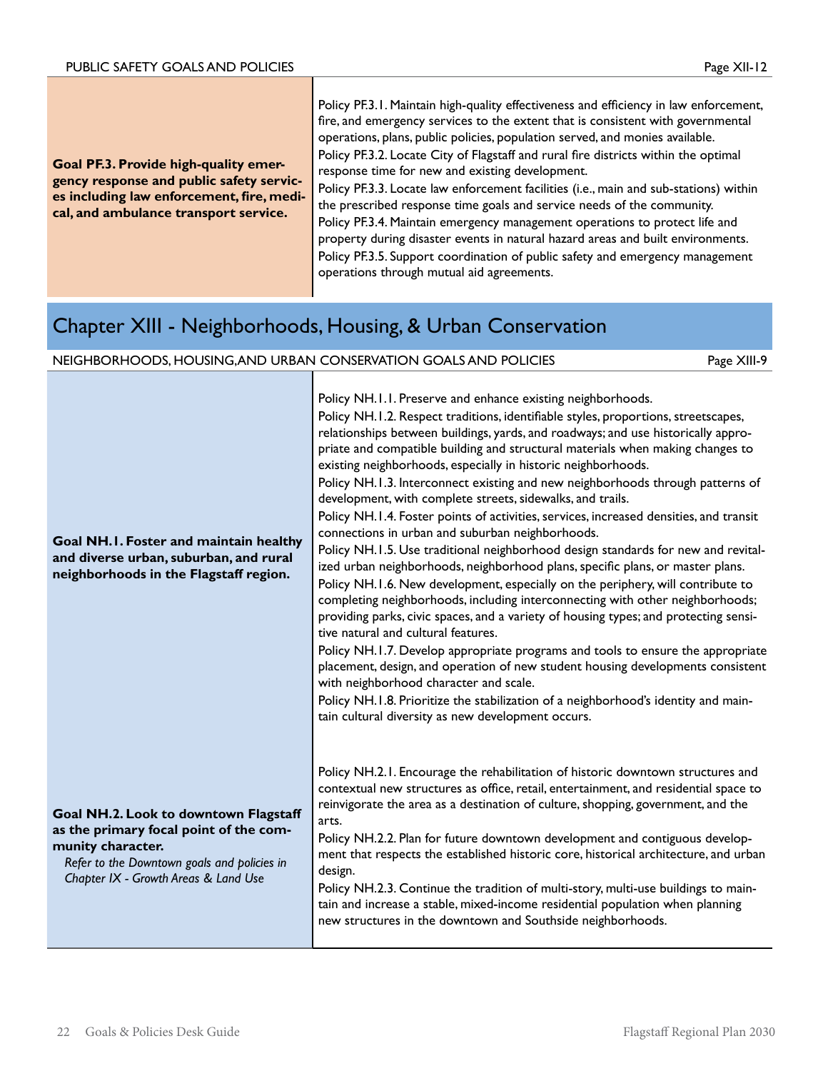PUBLIC SAFETY GOALS AND POLICIES Page XII-12

| Goal | Policies |
| --- | --- |
| **Goal PF.3. Provide high-quality emergency response and public safety services including law enforcement, fire, medical, and ambulance transport service.** | Policy PF.3.1. Maintain high-quality effectiveness and efficiency in law enforcement, fire, and emergency services to the extent that is consistent with governmental operations, plans, public policies, population served, and monies available.<br>Policy PF.3.2. Locate City of Flagstaff and rural fire districts within the optimal response time for new and existing development.<br>Policy PF.3.3. Locate law enforcement facilities (i.e., main and sub-stations) within the prescribed response time goals and service needs of the community.<br>Policy PF.3.4. Maintain emergency management operations to protect life and property during disaster events in natural hazard areas and built environments.<br>Policy PF.3.5. Support coordination of public safety and emergency management operations through mutual aid agreements. |

## Chapter XIII - Neighborhoods, Housing, & Urban Conservation

NEIGHBORHOODS, HOUSING, AND URBAN CONSERVATION GOALS AND POLICIES Page XIII-9

| Goal | Policies |
| --- | --- |
| **Goal NH.1. Foster and maintain healthy and diverse urban, suburban, and rural neighborhoods in the Flagstaff region.** | Policy NH.1.1. Preserve and enhance existing neighborhoods.<br>Policy NH.1.2. Respect traditions, identifiable styles, proportions, streetscapes, relationships between buildings, yards, and roadways; and use historically appropriate and compatible building and structural materials when making changes to existing neighborhoods, especially in historic neighborhoods.<br>Policy NH.1.3. Interconnect existing and new neighborhoods through patterns of development, with complete streets, sidewalks, and trails.<br>Policy NH.1.4. Foster points of activities, services, increased densities, and transit connections in urban and suburban neighborhoods.<br>Policy NH.1.5. Use traditional neighborhood design standards for new and revitalized urban neighborhoods, neighborhood plans, specific plans, or master plans.<br>Policy NH.1.6. New development, especially on the periphery, will contribute to completing neighborhoods, including interconnecting with other neighborhoods; providing parks, civic spaces, and a variety of housing types; and protecting sensitive natural and cultural features.<br>Policy NH.1.7. Develop appropriate programs and tools to ensure the appropriate placement, design, and operation of new student housing developments consistent with neighborhood character and scale.<br>Policy NH.1.8. Prioritize the stabilization of a neighborhood's identity and maintain cultural diversity as new development occurs. |
| **Goal NH.2. Look to downtown Flagstaff as the primary focal point of the community character.**<br>*Refer to the Downtown goals and policies in Chapter IX - Growth Areas & Land Use* | Policy NH.2.1. Encourage the rehabilitation of historic downtown structures and contextual new structures as office, retail, entertainment, and residential space to reinvigorate the area as a destination of culture, shopping, government, and the arts.<br>Policy NH.2.2. Plan for future downtown development and contiguous development that respects the established historic core, historical architecture, and urban design.<br>Policy NH.2.3. Continue the tradition of multi-story, multi-use buildings to maintain and increase a stable, mixed-income residential population when planning new structures in the downtown and Southside neighborhoods. |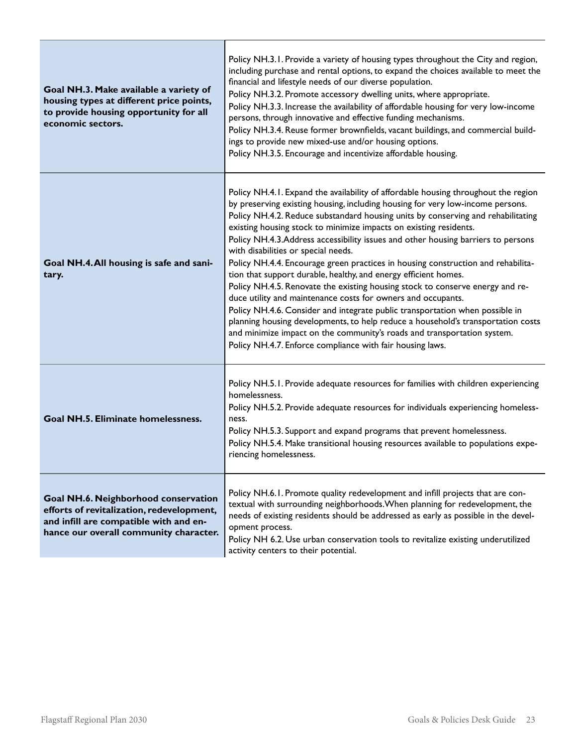| | |
|---|---|
| **Goal NH.3. Make available a variety of housing types at different price points, to provide housing opportunity for all economic sectors.** | Policy NH.3.1. Provide a variety of housing types throughout the City and region, including purchase and rental options, to expand the choices available to meet the financial and lifestyle needs of our diverse population.<br>Policy NH.3.2. Promote accessory dwelling units, where appropriate.<br>Policy NH.3.3. Increase the availability of affordable housing for very low-income persons, through innovative and effective funding mechanisms.<br>Policy NH.3.4. Reuse former brownfields, vacant buildings, and commercial buildings to provide new mixed-use and/or housing options.<br>Policy NH.3.5. Encourage and incentivize affordable housing. |
| **Goal NH.4. All housing is safe and sanitary.** | Policy NH.4.1. Expand the availability of affordable housing throughout the region by preserving existing housing, including housing for very low-income persons.<br>Policy NH.4.2. Reduce substandard housing units by conserving and rehabilitating existing housing stock to minimize impacts on existing residents.<br>Policy NH.4.3.Address accessibility issues and other housing barriers to persons with disabilities or special needs.<br>Policy NH.4.4. Encourage green practices in housing construction and rehabilitation that support durable, healthy, and energy efficient homes.<br>Policy NH.4.5. Renovate the existing housing stock to conserve energy and reduce utility and maintenance costs for owners and occupants.<br>Policy NH.4.6. Consider and integrate public transportation when possible in planning housing developments, to help reduce a household's transportation costs and minimize impact on the community's roads and transportation system.<br>Policy NH.4.7. Enforce compliance with fair housing laws. |
| **Goal NH.5. Eliminate homelessness.** | Policy NH.5.1. Provide adequate resources for families with children experiencing homelessness.<br>Policy NH.5.2. Provide adequate resources for individuals experiencing homelessness.<br>Policy NH.5.3. Support and expand programs that prevent homelessness.<br>Policy NH.5.4. Make transitional housing resources available to populations experiencing homelessness. |
| **Goal NH.6. Neighborhood conservation efforts of revitalization, redevelopment, and infill are compatible with and enhance our overall community character.** | Policy NH.6.1. Promote quality redevelopment and infill projects that are contextual with surrounding neighborhoods. When planning for redevelopment, the needs of existing residents should be addressed as early as possible in the development process.<br>Policy NH 6.2. Use urban conservation tools to revitalize existing underutilized activity centers to their potential. |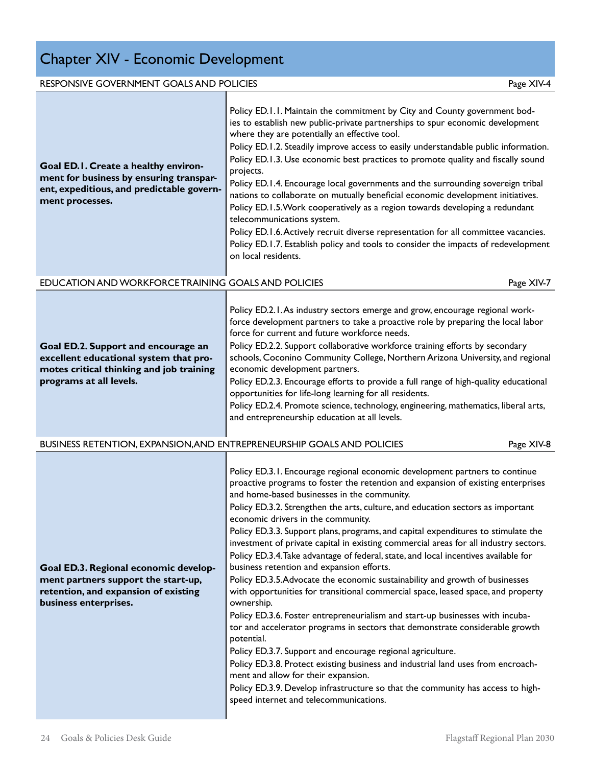# Chapter XIV - Economic Development

## RESPONSIVE GOVERNMENT GOALS AND POLICIES — Page XIV-4

| Goal | Policies |
|---|---|
| **Goal ED.1. Create a healthy environment for business by ensuring transparent, expeditious, and predictable government processes.** | Policy ED.1.1. Maintain the commitment by City and County government bodies to establish new public-private partnerships to spur economic development where they are potentially an effective tool.<br>Policy ED.1.2. Steadily improve access to easily understandable public information.<br>Policy ED.1.3. Use economic best practices to promote quality and fiscally sound projects.<br>Policy ED.1.4. Encourage local governments and the surrounding sovereign tribal nations to collaborate on mutually beneficial economic development initiatives.<br>Policy ED.1.5.Work cooperatively as a region towards developing a redundant telecommunications system.<br>Policy ED.1.6. Actively recruit diverse representation for all committee vacancies.<br>Policy ED.1.7. Establish policy and tools to consider the impacts of redevelopment on local residents. |

## EDUCATION AND WORKFORCE TRAINING GOALS AND POLICIES — Page XIV-7

| Goal | Policies |
|---|---|
| **Goal ED.2. Support and encourage an excellent educational system that promotes critical thinking and job training programs at all levels.** | Policy ED.2.1. As industry sectors emerge and grow, encourage regional workforce development partners to take a proactive role by preparing the local labor force for current and future workforce needs.<br>Policy ED.2.2. Support collaborative workforce training efforts by secondary schools, Coconino Community College, Northern Arizona University, and regional economic development partners.<br>Policy ED.2.3. Encourage efforts to provide a full range of high-quality educational opportunities for life-long learning for all residents.<br>Policy ED.2.4. Promote science, technology, engineering, mathematics, liberal arts, and entrepreneurship education at all levels. |

## BUSINESS RETENTION, EXPANSION, AND ENTREPRENEURSHIP GOALS AND POLICIES — Page XIV-8

| Goal | Policies |
|---|---|
| **Goal ED.3. Regional economic development partners support the start-up, retention, and expansion of existing business enterprises.** | Policy ED.3.1. Encourage regional economic development partners to continue proactive programs to foster the retention and expansion of existing enterprises and home-based businesses in the community.<br>Policy ED.3.2. Strengthen the arts, culture, and education sectors as important economic drivers in the community.<br>Policy ED.3.3. Support plans, programs, and capital expenditures to stimulate the investment of private capital in existing commercial areas for all industry sectors.<br>Policy ED.3.4. Take advantage of federal, state, and local incentives available for business retention and expansion efforts.<br>Policy ED.3.5. Advocate the economic sustainability and growth of businesses with opportunities for transitional commercial space, leased space, and property ownership.<br>Policy ED.3.6. Foster entrepreneurialism and start-up businesses with incubator and accelerator programs in sectors that demonstrate considerable growth potential.<br>Policy ED.3.7. Support and encourage regional agriculture.<br>Policy ED.3.8. Protect existing business and industrial land uses from encroachment and allow for their expansion.<br>Policy ED.3.9. Develop infrastructure so that the community has access to high-speed internet and telecommunications. |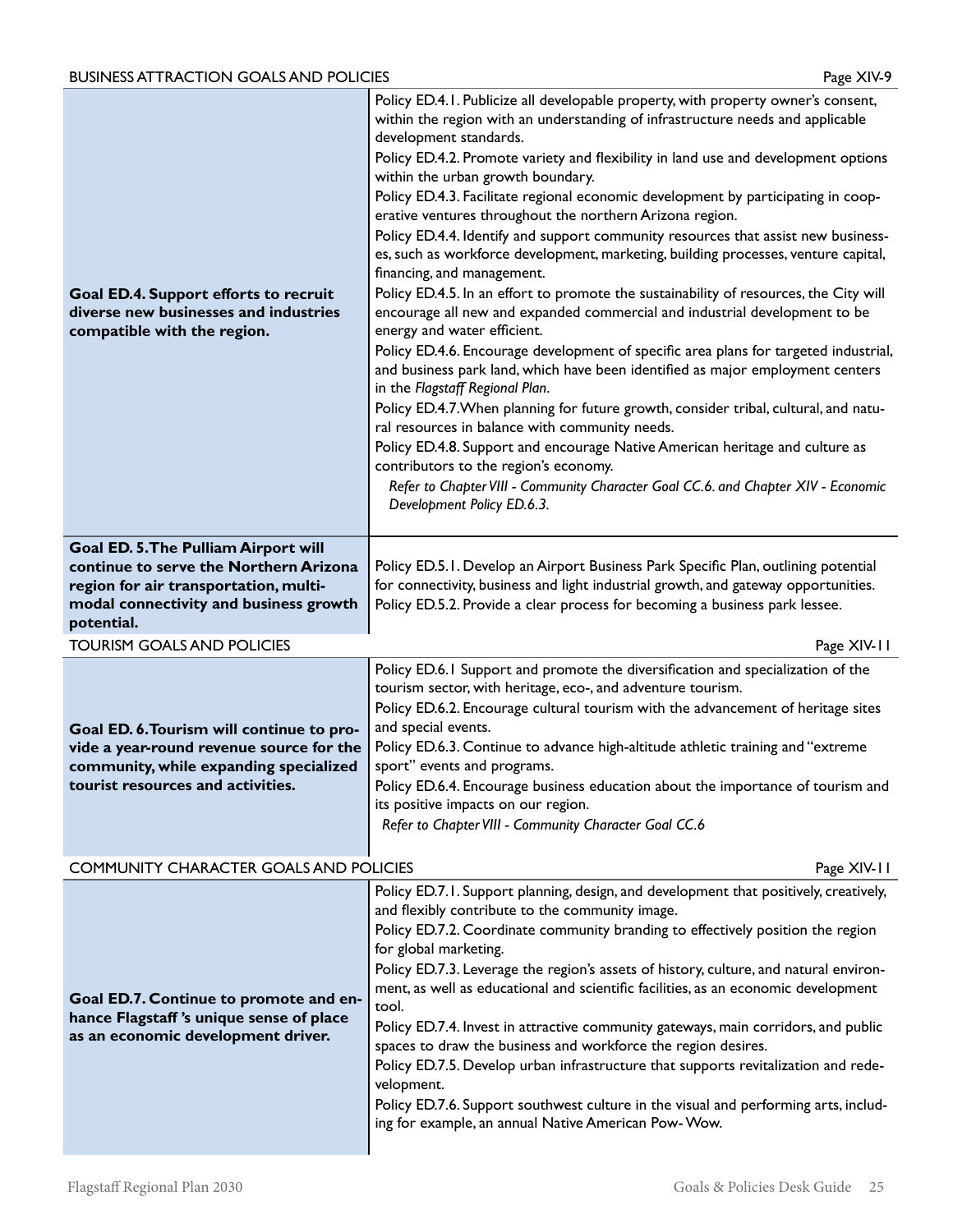## BUSINESS ATTRACTION GOALS AND POLICIES — Page XIV-9

| Goal | Policies |
| --- | --- |
| **Goal ED.4. Support efforts to recruit diverse new businesses and industries compatible with the region.** | Policy ED.4.1. Publicize all developable property, with property owner's consent, within the region with an understanding of infrastructure needs and applicable development standards.<br>Policy ED.4.2. Promote variety and flexibility in land use and development options within the urban growth boundary.<br>Policy ED.4.3. Facilitate regional economic development by participating in cooperative ventures throughout the northern Arizona region.<br>Policy ED.4.4. Identify and support community resources that assist new businesses, such as workforce development, marketing, building processes, venture capital, financing, and management.<br>Policy ED.4.5. In an effort to promote the sustainability of resources, the City will encourage all new and expanded commercial and industrial development to be energy and water efficient.<br>Policy ED.4.6. Encourage development of specific area plans for targeted industrial, and business park land, which have been identified as major employment centers in the *Flagstaff Regional Plan*.<br>Policy ED.4.7. When planning for future growth, consider tribal, cultural, and natural resources in balance with community needs.<br>Policy ED.4.8. Support and encourage Native American heritage and culture as contributors to the region's economy.<br>*Refer to Chapter VIII - Community Character Goal CC.6. and Chapter XIV - Economic Development Policy ED.6.3.* |
| **Goal ED. 5. The Pulliam Airport will continue to serve the Northern Arizona region for air transportation, multi-modal connectivity and business growth potential.** | Policy ED.5.1. Develop an Airport Business Park Specific Plan, outlining potential for connectivity, business and light industrial growth, and gateway opportunities.<br>Policy ED.5.2. Provide a clear process for becoming a business park lessee. |

## TOURISM GOALS AND POLICIES — Page XIV-11

| Goal | Policies |
| --- | --- |
| **Goal ED. 6. Tourism will continue to provide a year-round revenue source for the community, while expanding specialized tourist resources and activities.** | Policy ED.6.1 Support and promote the diversification and specialization of the tourism sector, with heritage, eco-, and adventure tourism.<br>Policy ED.6.2. Encourage cultural tourism with the advancement of heritage sites and special events.<br>Policy ED.6.3. Continue to advance high-altitude athletic training and "extreme sport" events and programs.<br>Policy ED.6.4. Encourage business education about the importance of tourism and its positive impacts on our region.<br>*Refer to Chapter VIII - Community Character Goal CC.6* |

## COMMUNITY CHARACTER GOALS AND POLICIES — Page XIV-11

| Goal | Policies |
| --- | --- |
| **Goal ED.7. Continue to promote and enhance Flagstaff 's unique sense of place as an economic development driver.** | Policy ED.7.1. Support planning, design, and development that positively, creatively, and flexibly contribute to the community image.<br>Policy ED.7.2. Coordinate community branding to effectively position the region for global marketing.<br>Policy ED.7.3. Leverage the region's assets of history, culture, and natural environment, as well as educational and scientific facilities, as an economic development tool.<br>Policy ED.7.4. Invest in attractive community gateways, main corridors, and public spaces to draw the business and workforce the region desires.<br>Policy ED.7.5. Develop urban infrastructure that supports revitalization and redevelopment.<br>Policy ED.7.6. Support southwest culture in the visual and performing arts, including for example, an annual Native American Pow- Wow. |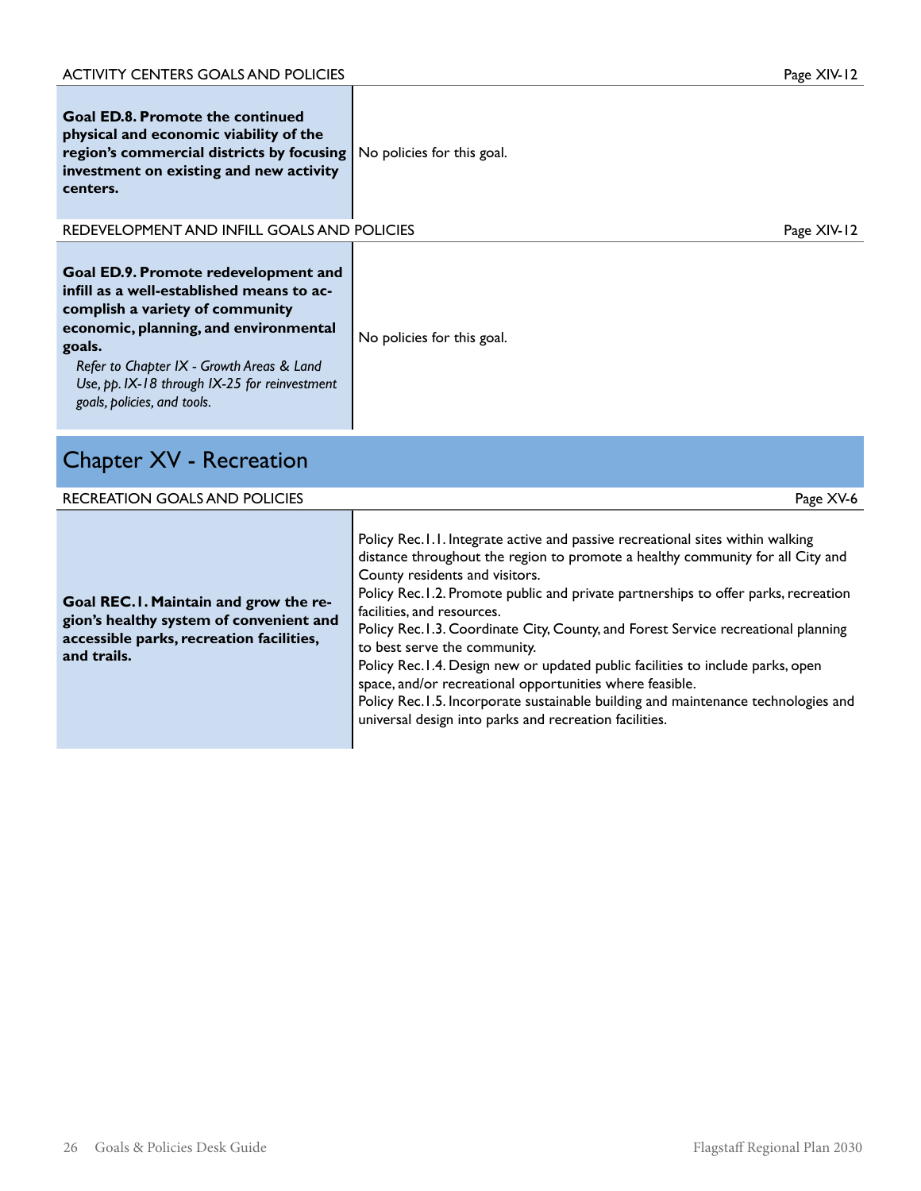ACTIVITY CENTERS GOALS AND POLICIES — Page XIV-12

| Goal | Policies |
|---|---|
| **Goal ED.8. Promote the continued physical and economic viability of the region's commercial districts by focusing investment on existing and new activity centers.** | No policies for this goal. |

REDEVELOPMENT AND INFILL GOALS AND POLICIES — Page XIV-12

| Goal | Policies |
|---|---|
| **Goal ED.9. Promote redevelopment and infill as a well-established means to accomplish a variety of community economic, planning, and environmental goals.** *Refer to Chapter IX - Growth Areas & Land Use, pp. IX-18 through IX-25 for reinvestment goals, policies, and tools.* | No policies for this goal. |

# Chapter XV - Recreation

RECREATION GOALS AND POLICIES — Page XV-6

| Goal | Policies |
|---|---|
| **Goal REC.1. Maintain and grow the region's healthy system of convenient and accessible parks, recreation facilities, and trails.** | Policy Rec.1.1. Integrate active and passive recreational sites within walking distance throughout the region to promote a healthy community for all City and County residents and visitors.<br>Policy Rec.1.2. Promote public and private partnerships to offer parks, recreation facilities, and resources.<br>Policy Rec.1.3. Coordinate City, County, and Forest Service recreational planning to best serve the community.<br>Policy Rec.1.4. Design new or updated public facilities to include parks, open space, and/or recreational opportunities where feasible.<br>Policy Rec.1.5. Incorporate sustainable building and maintenance technologies and universal design into parks and recreation facilities. |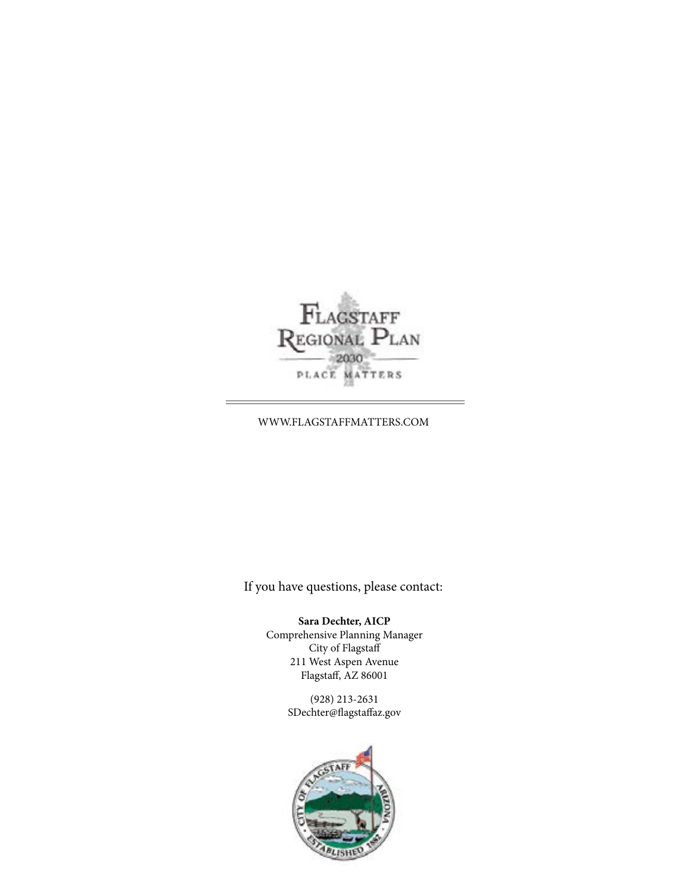FLAGSTAFF REGIONAL PLAN 2030

PLACE MATTERS

WWW.FLAGSTAFFMATTERS.COM

If you have questions, please contact:

**Sara Dechter, AICP**
Comprehensive Planning Manager
City of Flagstaff
211 West Aspen Avenue
Flagstaff, AZ 86001

(928) 213-2631
SDechter@flagstaffaz.gov